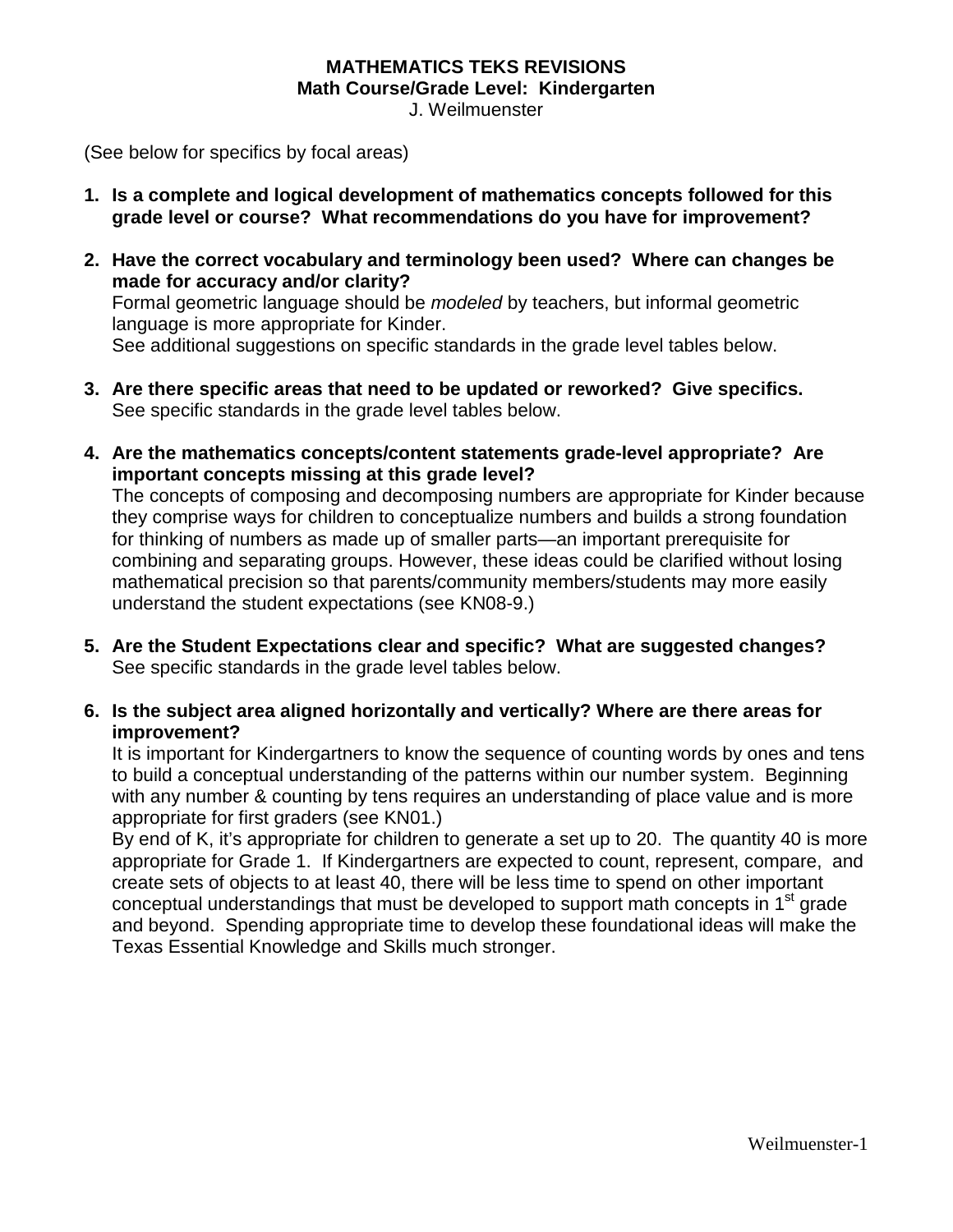# MATHEMATICS TEKS REVISIONS
## Math Course/Grade Level: Kindergarten

J. Weilmuenster

(See below for specifics by focal areas)

1. **Is a complete and logical development of mathematics concepts followed for this grade level or course? What recommendations do you have for improvement?**

2. **Have the correct vocabulary and terminology been used? Where can changes be made for accuracy and/or clarity?**
   Formal geometric language should be *modeled* by teachers, but informal geometric language is more appropriate for Kinder.
   See additional suggestions on specific standards in the grade level tables below.

3. **Are there specific areas that need to be updated or reworked? Give specifics.**
   See specific standards in the grade level tables below.

4. **Are the mathematics concepts/content statements grade-level appropriate? Are important concepts missing at this grade level?**
   The concepts of composing and decomposing numbers are appropriate for Kinder because they comprise ways for children to conceptualize numbers and builds a strong foundation for thinking of numbers as made up of smaller parts—an important prerequisite for combining and separating groups. However, these ideas could be clarified without losing mathematical precision so that parents/community members/students may more easily understand the student expectations (see KN08-9.)

5. **Are the Student Expectations clear and specific? What are suggested changes?**
   See specific standards in the grade level tables below.

6. **Is the subject area aligned horizontally and vertically? Where are there areas for improvement?**
   It is important for Kindergartners to know the sequence of counting words by ones and tens to build a conceptual understanding of the patterns within our number system. Beginning with any number & counting by tens requires an understanding of place value and is more appropriate for first graders (see KN01.)
   By end of K, it's appropriate for children to generate a set up to 20. The quantity 40 is more appropriate for Grade 1. If Kindergartners are expected to count, represent, compare, and create sets of objects to at least 40, there will be less time to spend on other important conceptual understandings that must be developed to support math concepts in 1st grade and beyond. Spending appropriate time to develop these foundational ideas will make the Texas Essential Knowledge and Skills much stronger.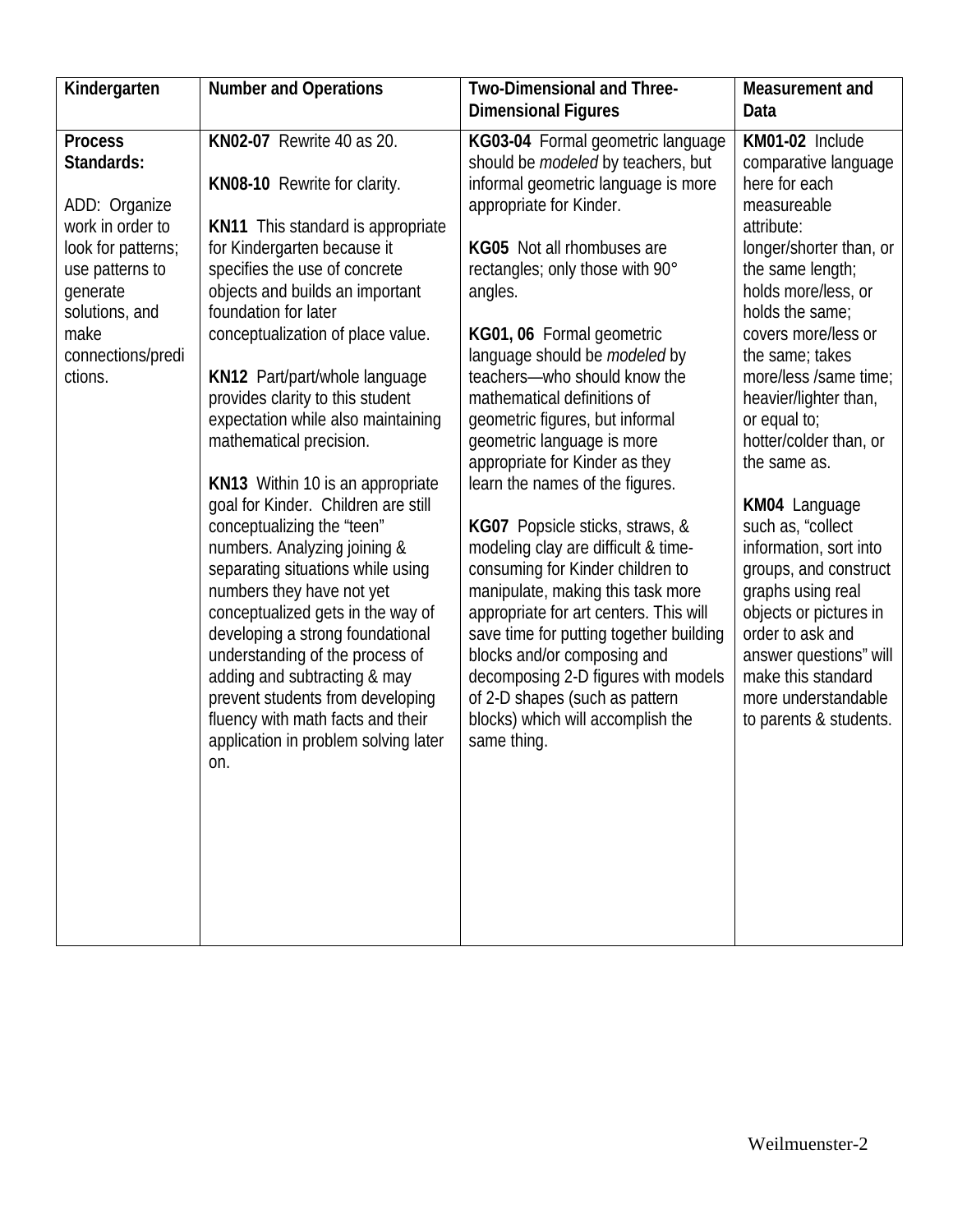| Kindergarten | Number and Operations | Two-Dimensional and Three-Dimensional Figures | Measurement and Data |
|---|---|---|---|
| **Process Standards:**<br><br>ADD: Organize work in order to look for patterns; use patterns to generate solutions, and make connections/predictions. | **KN02-07** Rewrite 40 as 20.<br><br>**KN08-10** Rewrite for clarity.<br><br>**KN11** This standard is appropriate for Kindergarten because it specifies the use of concrete objects and builds an important foundation for later conceptualization of place value.<br><br>**KN12** Part/part/whole language provides clarity to this student expectation while also maintaining mathematical precision.<br><br>**KN13** Within 10 is an appropriate goal for Kinder. Children are still conceptualizing the "teen" numbers. Analyzing joining & separating situations while using numbers they have not yet conceptualized gets in the way of developing a strong foundational understanding of the process of adding and subtracting & may prevent students from developing fluency with math facts and their application in problem solving later on. | **KG03-04** Formal geometric language should be *modeled* by teachers, but informal geometric language is more appropriate for Kinder.<br><br>**KG05** Not all rhombuses are rectangles; only those with 90° angles.<br><br>**KG01, 06** Formal geometric language should be *modeled* by teachers—who should know the mathematical definitions of geometric figures, but informal geometric language is more appropriate for Kinder as they learn the names of the figures.<br><br>**KG07** Popsicle sticks, straws, & modeling clay are difficult & time-consuming for Kinder children to manipulate, making this task more appropriate for art centers. This will save time for putting together building blocks and/or composing and decomposing 2-D figures with models of 2-D shapes (such as pattern blocks) which will accomplish the same thing. | **KM01-02** Include comparative language here for each measureable attribute: longer/shorter than, or the same length; holds more/less, or holds the same; covers more/less or the same; takes more/less /same time; heavier/lighter than, or equal to; hotter/colder than, or the same as.<br><br>**KM04** Language such as, "collect information, sort into groups, and construct graphs using real objects or pictures in order to ask and answer questions" will make this standard more understandable to parents & students. |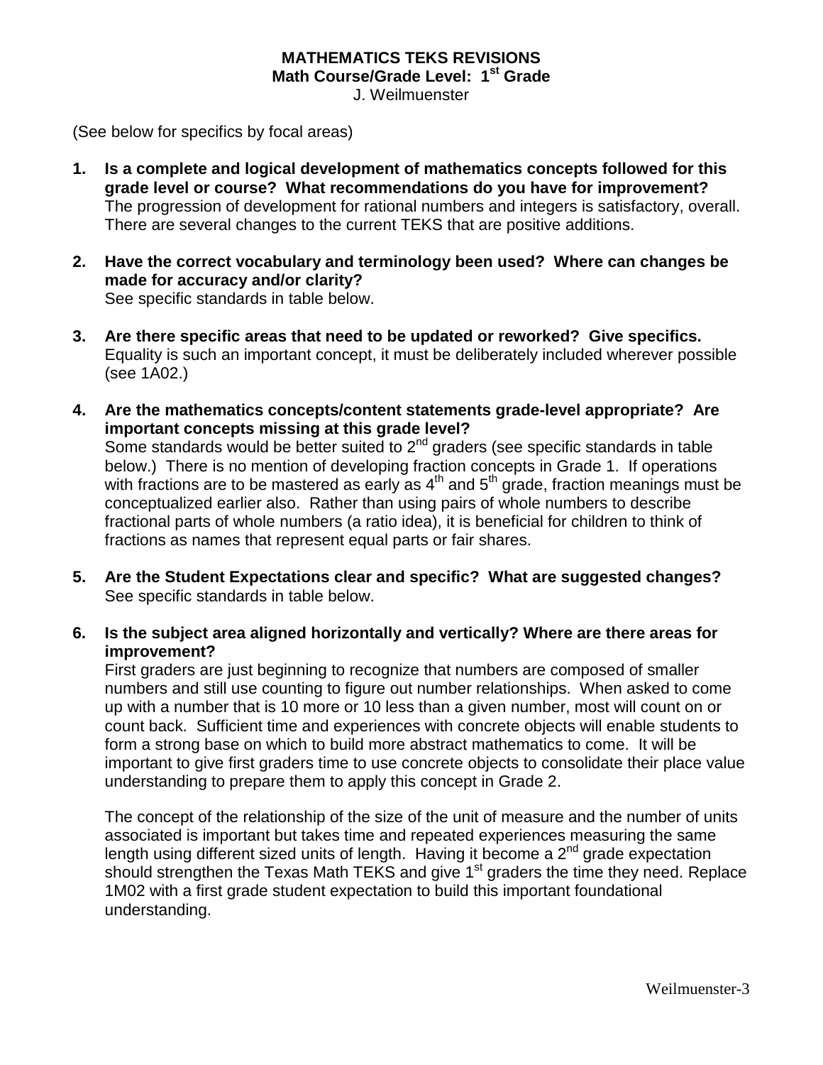**MATHEMATICS TEKS REVISIONS**
**Math Course/Grade Level: 1st Grade**
J. Weilmuenster

(See below for specifics by focal areas)

1. **Is a complete and logical development of mathematics concepts followed for this grade level or course? What recommendations do you have for improvement?**
   The progression of development for rational numbers and integers is satisfactory, overall. There are several changes to the current TEKS that are positive additions.

2. **Have the correct vocabulary and terminology been used? Where can changes be made for accuracy and/or clarity?**
   See specific standards in table below.

3. **Are there specific areas that need to be updated or reworked? Give specifics.**
   Equality is such an important concept, it must be deliberately included wherever possible (see 1A02.)

4. **Are the mathematics concepts/content statements grade-level appropriate? Are important concepts missing at this grade level?**
   Some standards would be better suited to 2nd graders (see specific standards in table below.) There is no mention of developing fraction concepts in Grade 1. If operations with fractions are to be mastered as early as 4th and 5th grade, fraction meanings must be conceptualized earlier also. Rather than using pairs of whole numbers to describe fractional parts of whole numbers (a ratio idea), it is beneficial for children to think of fractions as names that represent equal parts or fair shares.

5. **Are the Student Expectations clear and specific? What are suggested changes?**
   See specific standards in table below.

6. **Is the subject area aligned horizontally and vertically? Where are there areas for improvement?**
   First graders are just beginning to recognize that numbers are composed of smaller numbers and still use counting to figure out number relationships. When asked to come up with a number that is 10 more or 10 less than a given number, most will count on or count back. Sufficient time and experiences with concrete objects will enable students to form a strong base on which to build more abstract mathematics to come. It will be important to give first graders time to use concrete objects to consolidate their place value understanding to prepare them to apply this concept in Grade 2.

   The concept of the relationship of the size of the unit of measure and the number of units associated is important but takes time and repeated experiences measuring the same length using different sized units of length. Having it become a 2nd grade expectation should strengthen the Texas Math TEKS and give 1st graders the time they need. Replace 1M02 with a first grade student expectation to build this important foundational understanding.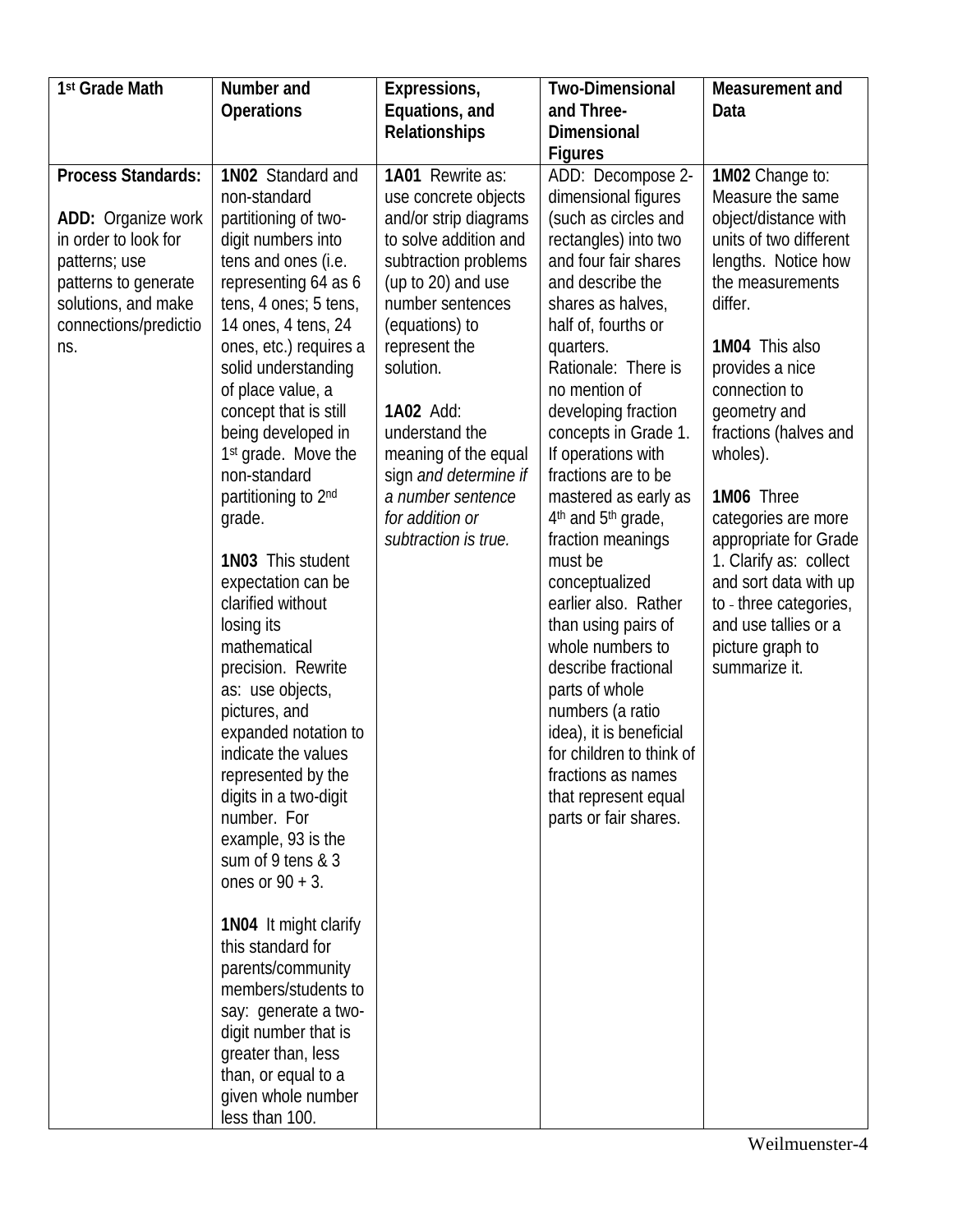| 1st Grade Math | Number and Operations | Expressions, Equations, and Relationships | Two-Dimensional and Three-Dimensional Figures | Measurement and Data |
|---|---|---|---|---|
| **Process Standards:**<br><br>**ADD:** Organize work in order to look for patterns; use patterns to generate solutions, and make connections/predictions. | **1N02** Standard and non-standard partitioning of two-digit numbers into tens and ones (i.e. representing 64 as 6 tens, 4 ones; 5 tens, 14 ones, 4 tens, 24 ones, etc.) requires a solid understanding of place value, a concept that is still being developed in 1st grade. Move the non-standard partitioning to 2nd grade.<br><br>**1N03** This student expectation can be clarified without losing its mathematical precision. Rewrite as: use objects, pictures, and expanded notation to indicate the values represented by the digits in a two-digit number. For example, 93 is the sum of 9 tens & 3 ones or 90 + 3.<br><br>**1N04** It might clarify this standard for parents/community members/students to say: generate a two-digit number that is greater than, less than, or equal to a given whole number less than 100. | **1A01** Rewrite as: use concrete objects and/or strip diagrams to solve addition and subtraction problems (up to 20) and use number sentences (equations) to represent the solution.<br><br>**1A02** Add: understand the meaning of the equal sign *and determine if a number sentence for addition or subtraction is true.* | ADD: Decompose 2-dimensional figures (such as circles and rectangles) into two and four fair shares and describe the shares as halves, half of, fourths or quarters.<br>Rationale: There is no mention of developing fraction concepts in Grade 1. If operations with fractions are to be mastered as early as 4th and 5th grade, fraction meanings must be conceptualized earlier also. Rather than using pairs of whole numbers to describe fractional parts of whole numbers (a ratio idea), it is beneficial for children to think of fractions as names that represent equal parts or fair shares. | **1M02** Change to: Measure the same object/distance with units of two different lengths. Notice how the measurements differ.<br><br>**1M04** This also provides a nice connection to geometry and fractions (halves and wholes).<br><br>**1M06** Three categories are more appropriate for Grade 1. Clarify as: collect and sort data with up to - three categories, and use tallies or a picture graph to summarize it. |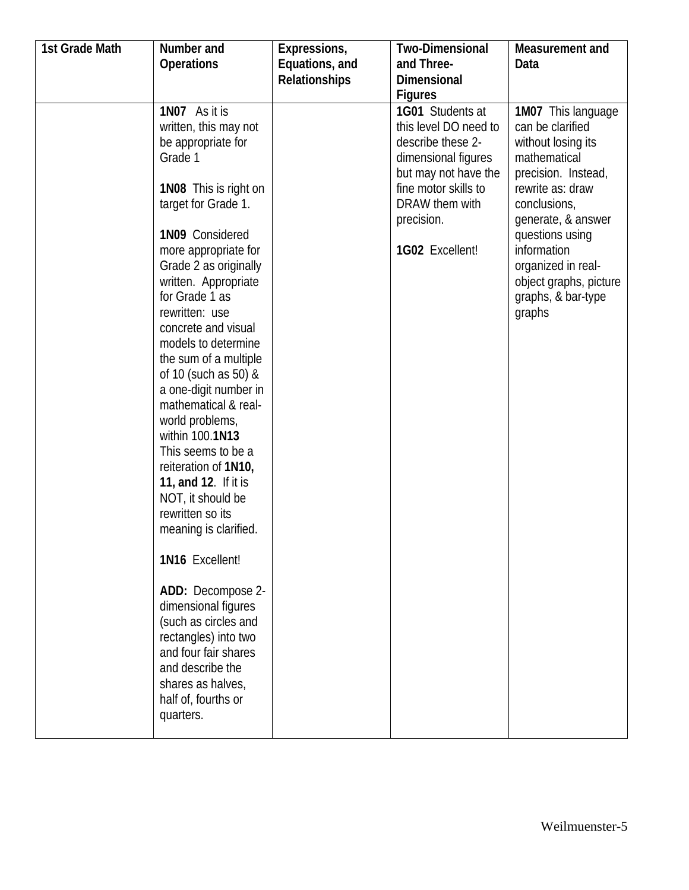| 1st Grade Math | Number and Operations | Expressions, Equations, and Relationships | Two-Dimensional and Three-Dimensional Figures | Measurement and Data |
|---|---|---|---|---|
| | **1N07** As it is written, this may not be appropriate for Grade 1<br><br>**1N08** This is right on target for Grade 1.<br><br>**1N09** Considered more appropriate for Grade 2 as originally written. Appropriate for Grade 1 as rewritten: use concrete and visual models to determine the sum of a multiple of 10 (such as 50) & a one-digit number in mathematical & real-world problems, within 100.**1N13** This seems to be a reiteration of **1N10, 11, and 12**. If it is NOT, it should be rewritten so its meaning is clarified.<br><br>**1N16** Excellent!<br><br>**ADD:** Decompose 2-dimensional figures (such as circles and rectangles) into two and four fair shares and describe the shares as halves, half of, fourths or quarters. | | **1G01** Students at this level DO need to describe these 2-dimensional figures but may not have the fine motor skills to DRAW them with precision.<br><br>**1G02** Excellent! | **1M07** This language can be clarified without losing its mathematical precision. Instead, rewrite as: draw conclusions, generate, & answer questions using information organized in real-object graphs, picture graphs, & bar-type graphs |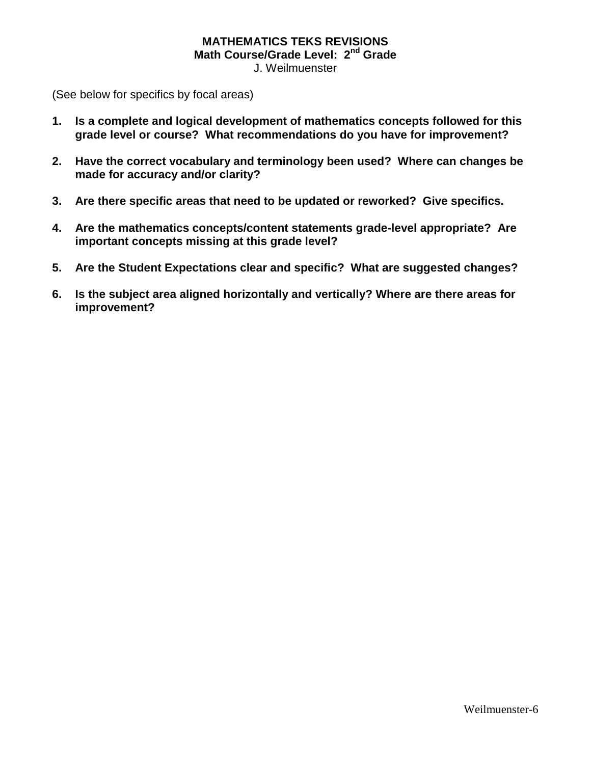# MATHEMATICS TEKS REVISIONS

## Math Course/Grade Level: 2nd Grade

J. Weilmuenster

(See below for specifics by focal areas)

1. **Is a complete and logical development of mathematics concepts followed for this grade level or course? What recommendations do you have for improvement?**

2. **Have the correct vocabulary and terminology been used? Where can changes be made for accuracy and/or clarity?**

3. **Are there specific areas that need to be updated or reworked? Give specifics.**

4. **Are the mathematics concepts/content statements grade-level appropriate? Are important concepts missing at this grade level?**

5. **Are the Student Expectations clear and specific? What are suggested changes?**

6. **Is the subject area aligned horizontally and vertically? Where are there areas for improvement?**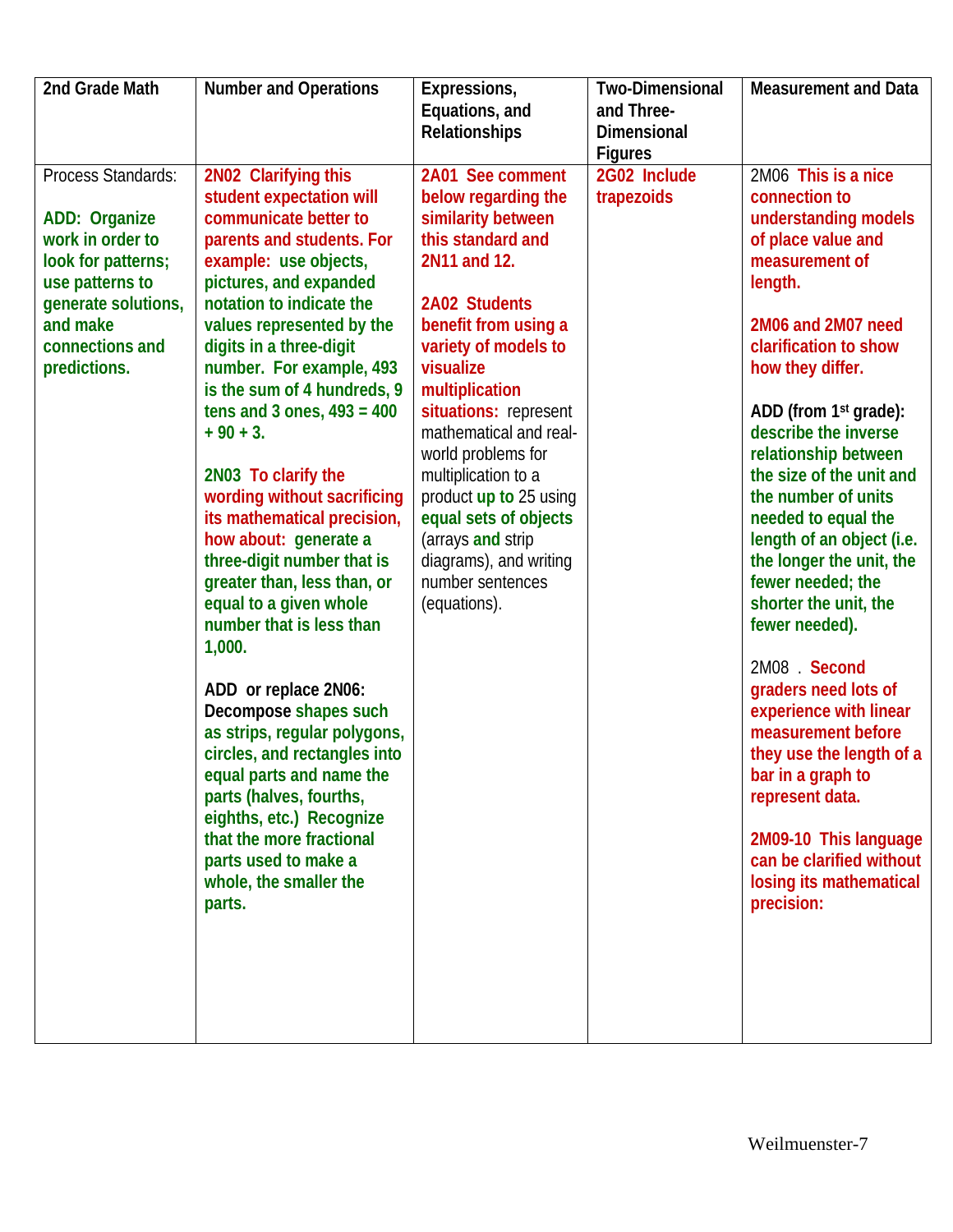| 2nd Grade Math | Number and Operations | Expressions, Equations, and Relationships | Two-Dimensional and Three-Dimensional Figures | Measurement and Data |
|---|---|---|---|---|
| Process Standards:<br><br>**ADD: Organize work in order to look for patterns; use patterns to generate solutions, and make connections and predictions.** | **2N02 Clarifying this student expectation will communicate better to parents and students. For example: use objects, pictures, and expanded notation to indicate the values represented by the digits in a three-digit number. For example, 493 is the sum of 4 hundreds, 9 tens and 3 ones, 493 = 400 + 90 + 3.**<br><br>**2N03 To clarify the wording without sacrificing its mathematical precision, how about: generate a three-digit number that is greater than, less than, or equal to a given whole number that is less than 1,000.**<br><br>**ADD or replace 2N06: Decompose shapes such as strips, regular polygons, circles, and rectangles into equal parts and name the parts (halves, fourths, eighths, etc.) Recognize that the more fractional parts used to make a whole, the smaller the parts.** | **2A01 See comment below regarding the similarity between this standard and 2N11 and 12.**<br><br>**2A02 Students benefit from using a variety of models to visualize multiplication situations:** represent mathematical and real-world problems for multiplication to a product **up to** 25 using **equal sets of objects** (arrays **and** strip diagrams), and writing number sentences (equations). | **2G02 Include trapezoids** | 2M06 **This is a nice connection to understanding models of place value and measurement of length.**<br><br>**2M06 and 2M07 need clarification to show how they differ.**<br><br>**ADD (from 1st grade): describe the inverse relationship between the size of the unit and the number of units needed to equal the length of an object (i.e. the longer the unit, the fewer needed; the shorter the unit, the fewer needed).**<br><br>2M08 . **Second graders need lots of experience with linear measurement before they use the length of a bar in a graph to represent data.**<br><br>**2M09-10 This language can be clarified without losing its mathematical precision:** |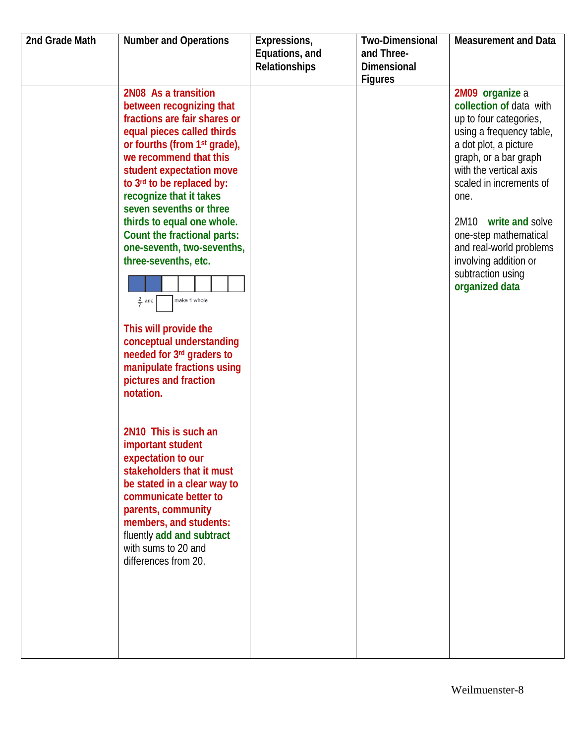| 2nd Grade Math | Number and Operations | Expressions, Equations, and Relationships | Two-Dimensional and Three-Dimensional Figures | Measurement and Data |
|---|---|---|---|---|
| | **2N08 As a transition between recognizing that fractions are fair shares or equal pieces called thirds or fourths (from 1st grade), we recommend that this student expectation move to 3rd to be replaced by: recognize that it takes seven sevenths or three thirds to equal one whole. Count the fractional parts: one-seventh, two-sevenths, three-sevenths, etc.** $\frac{2}{7}$ and ☐ make 1 whole **This will provide the conceptual understanding needed for 3rd graders to manipulate fractions using pictures and fraction notation.** **2N10 This is such an important student expectation to our stakeholders that it must be stated in a clear way to communicate better to parents, community members, and students:** fluently **add and subtract** with sums to 20 and differences from 20. | | | **2M09 organize** a **collection of** data with up to four categories, using a frequency table, a dot plot, a picture graph, or a bar graph with the vertical axis scaled in increments of one. 2M10 **write and** solve one-step mathematical and real-world problems involving addition or subtraction using **organized data** |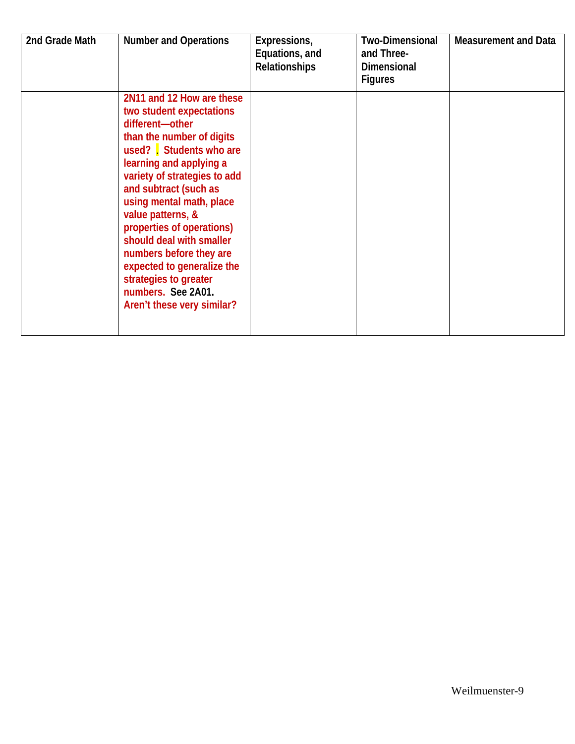| 2nd Grade Math | Number and Operations | Expressions, Equations, and Relationships | Two-Dimensional and Three-Dimensional Figures | Measurement and Data |
|---|---|---|---|---|
| | 2N11 and 12 How are these two student expectations different—other than the number of digits used? . Students who are learning and applying a variety of strategies to add and subtract (such as using mental math, place value patterns, & properties of operations) should deal with smaller numbers before they are expected to generalize the strategies to greater numbers. See 2A01. Aren't these very similar? | | | |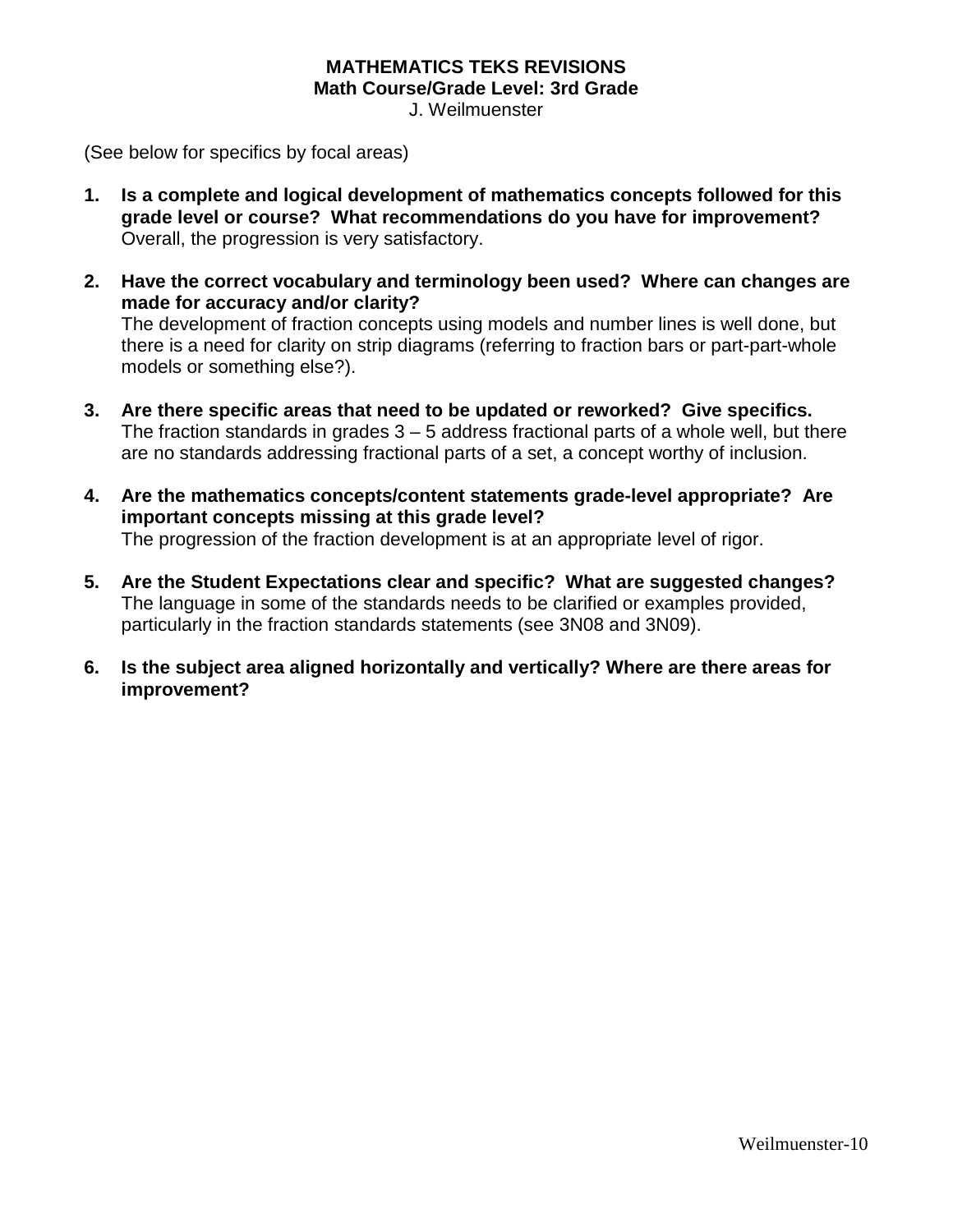**MATHEMATICS TEKS REVISIONS**
**Math Course/Grade Level: 3rd Grade**
J. Weilmuenster

(See below for specifics by focal areas)

1. **Is a complete and logical development of mathematics concepts followed for this grade level or course? What recommendations do you have for improvement?**
   Overall, the progression is very satisfactory.

2. **Have the correct vocabulary and terminology been used? Where can changes are made for accuracy and/or clarity?**
   The development of fraction concepts using models and number lines is well done, but there is a need for clarity on strip diagrams (referring to fraction bars or part-part-whole models or something else?).

3. **Are there specific areas that need to be updated or reworked? Give specifics.**
   The fraction standards in grades 3 – 5 address fractional parts of a whole well, but there are no standards addressing fractional parts of a set, a concept worthy of inclusion.

4. **Are the mathematics concepts/content statements grade-level appropriate? Are important concepts missing at this grade level?**
   The progression of the fraction development is at an appropriate level of rigor.

5. **Are the Student Expectations clear and specific? What are suggested changes?**
   The language in some of the standards needs to be clarified or examples provided, particularly in the fraction standards statements (see 3N08 and 3N09).

6. **Is the subject area aligned horizontally and vertically? Where are there areas for improvement?**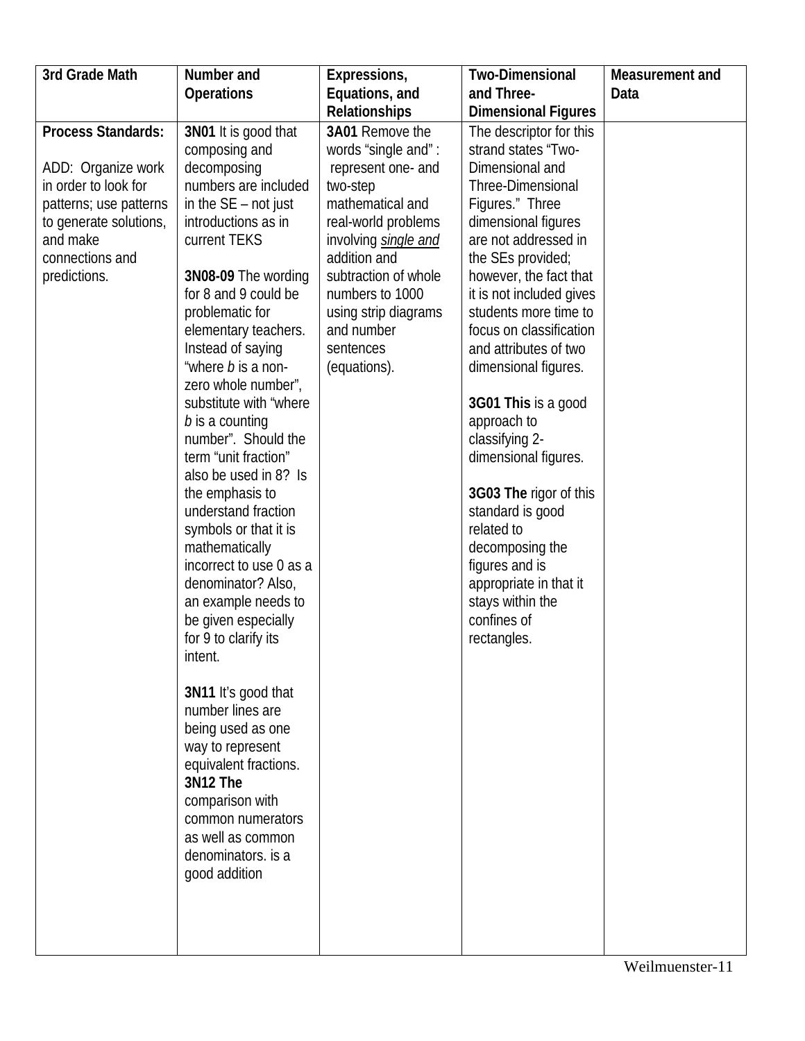| 3rd Grade Math | Number and Operations | Expressions, Equations, and Relationships | Two-Dimensional and Three-Dimensional Figures | Measurement and Data |
|---|---|---|---|---|
| **Process Standards:**<br><br>ADD: Organize work in order to look for patterns; use patterns to generate solutions, and make connections and predictions. | **3N01** It is good that composing and decomposing numbers are included in the SE – not just introductions as in current TEKS<br><br>**3N08-09** The wording for 8 and 9 could be problematic for elementary teachers. Instead of saying "where *b* is a non-zero whole number", substitute with "where *b* is a counting number". Should the term "unit fraction" also be used in 8? Is the emphasis to understand fraction symbols or that it is mathematically incorrect to use 0 as a denominator? Also, an example needs to be given especially for 9 to clarify its intent.<br><br>**3N11** It's good that number lines are being used as one way to represent equivalent fractions.<br>**3N12 The** comparison with common numerators as well as common denominators. is a good addition | **3A01** Remove the words "single and" : represent one- and two-step mathematical and real-world problems involving *single and* addition and subtraction of whole numbers to 1000 using strip diagrams and number sentences (equations). | The descriptor for this strand states "Two-Dimensional and Three-Dimensional Figures." Three dimensional figures are not addressed in the SEs provided; however, the fact that it is not included gives students more time to focus on classification and attributes of two dimensional figures.<br><br>**3G01 This** is a good approach to classifying 2-dimensional figures.<br><br>**3G03 The** rigor of this standard is good related to decomposing the figures and is appropriate in that it stays within the confines of rectangles. | |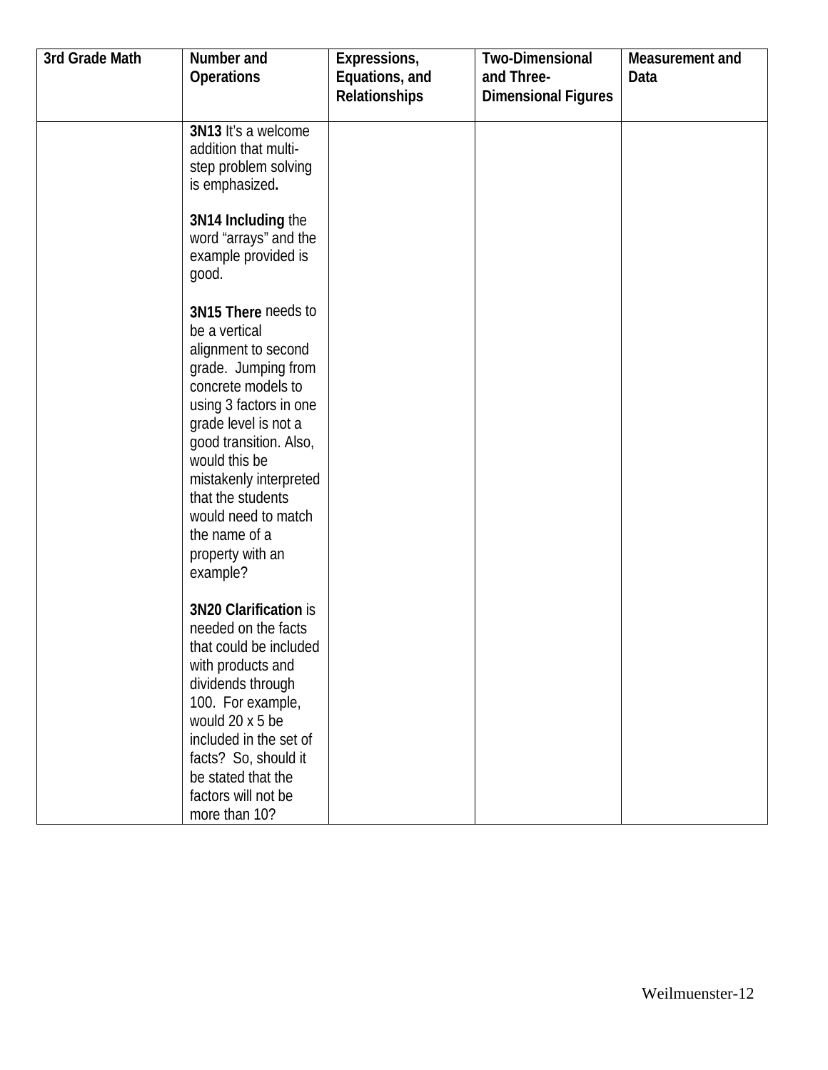| 3rd Grade Math | Number and Operations | Expressions, Equations, and Relationships | Two-Dimensional and Three-Dimensional Figures | Measurement and Data |
|---|---|---|---|---|
| | **3N13** It's a welcome addition that multi-step problem solving is emphasized**.**<br><br>**3N14 Including** the word "arrays" and the example provided is good.<br><br>**3N15 There** needs to be a vertical alignment to second grade. Jumping from concrete models to using 3 factors in one grade level is not a good transition. Also, would this be mistakenly interpreted that the students would need to match the name of a property with an example?<br><br>**3N20 Clarification** is needed on the facts that could be included with products and dividends through 100. For example, would 20 x 5 be included in the set of facts? So, should it be stated that the factors will not be more than 10? | | | |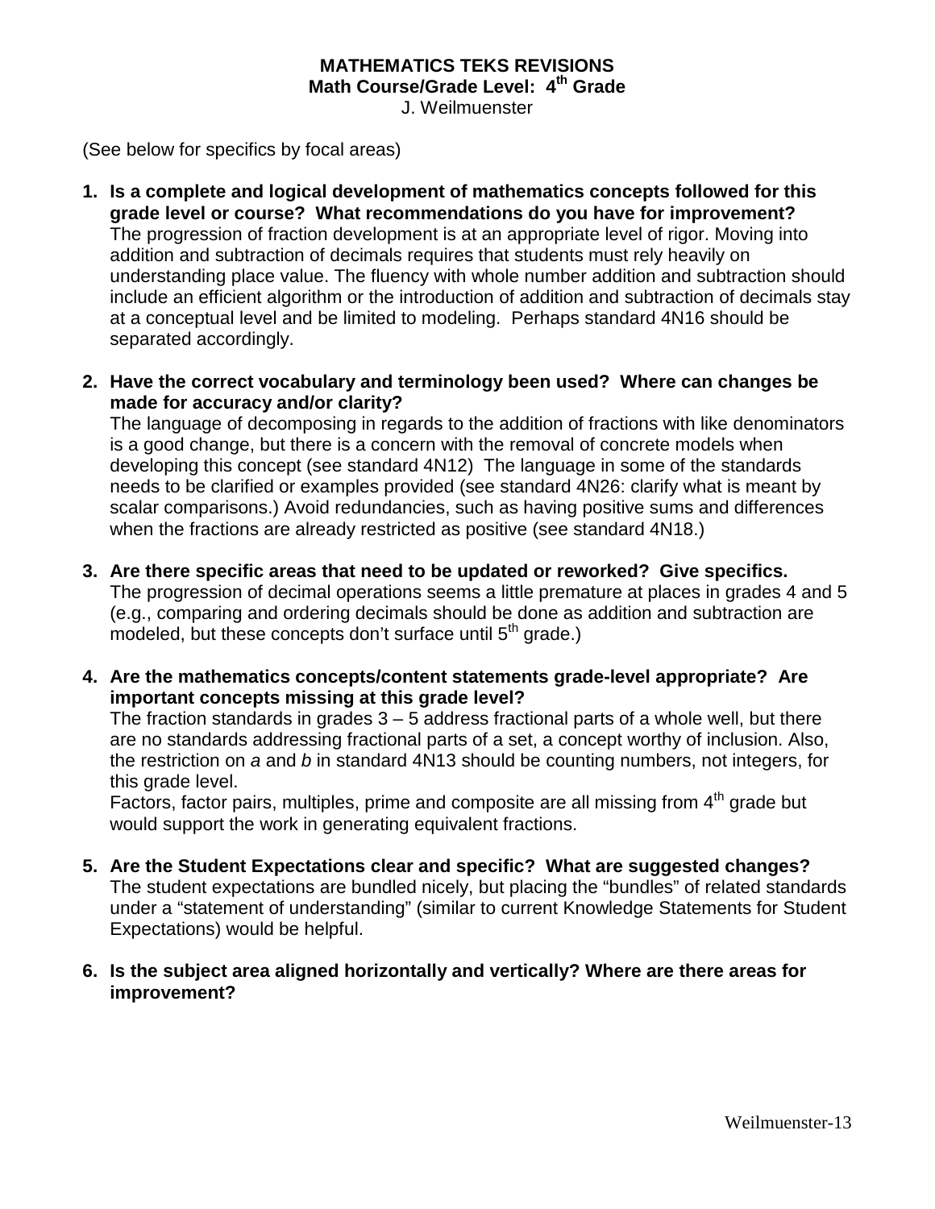**MATHEMATICS TEKS REVISIONS**
**Math Course/Grade Level: 4th Grade**
J. Weilmuenster

(See below for specifics by focal areas)

1. **Is a complete and logical development of mathematics concepts followed for this grade level or course? What recommendations do you have for improvement?**
   The progression of fraction development is at an appropriate level of rigor. Moving into addition and subtraction of decimals requires that students must rely heavily on understanding place value. The fluency with whole number addition and subtraction should include an efficient algorithm or the introduction of addition and subtraction of decimals stay at a conceptual level and be limited to modeling. Perhaps standard 4N16 should be separated accordingly.

2. **Have the correct vocabulary and terminology been used? Where can changes be made for accuracy and/or clarity?**
   The language of decomposing in regards to the addition of fractions with like denominators is a good change, but there is a concern with the removal of concrete models when developing this concept (see standard 4N12) The language in some of the standards needs to be clarified or examples provided (see standard 4N26: clarify what is meant by scalar comparisons.) Avoid redundancies, such as having positive sums and differences when the fractions are already restricted as positive (see standard 4N18.)

3. **Are there specific areas that need to be updated or reworked? Give specifics.**
   The progression of decimal operations seems a little premature at places in grades 4 and 5 (e.g., comparing and ordering decimals should be done as addition and subtraction are modeled, but these concepts don't surface until 5th grade.)

4. **Are the mathematics concepts/content statements grade-level appropriate? Are important concepts missing at this grade level?**
   The fraction standards in grades 3 – 5 address fractional parts of a whole well, but there are no standards addressing fractional parts of a set, a concept worthy of inclusion. Also, the restriction on *a* and *b* in standard 4N13 should be counting numbers, not integers, for this grade level.
   Factors, factor pairs, multiples, prime and composite are all missing from 4th grade but would support the work in generating equivalent fractions.

5. **Are the Student Expectations clear and specific? What are suggested changes?**
   The student expectations are bundled nicely, but placing the "bundles" of related standards under a "statement of understanding" (similar to current Knowledge Statements for Student Expectations) would be helpful.

6. **Is the subject area aligned horizontally and vertically? Where are there areas for improvement?**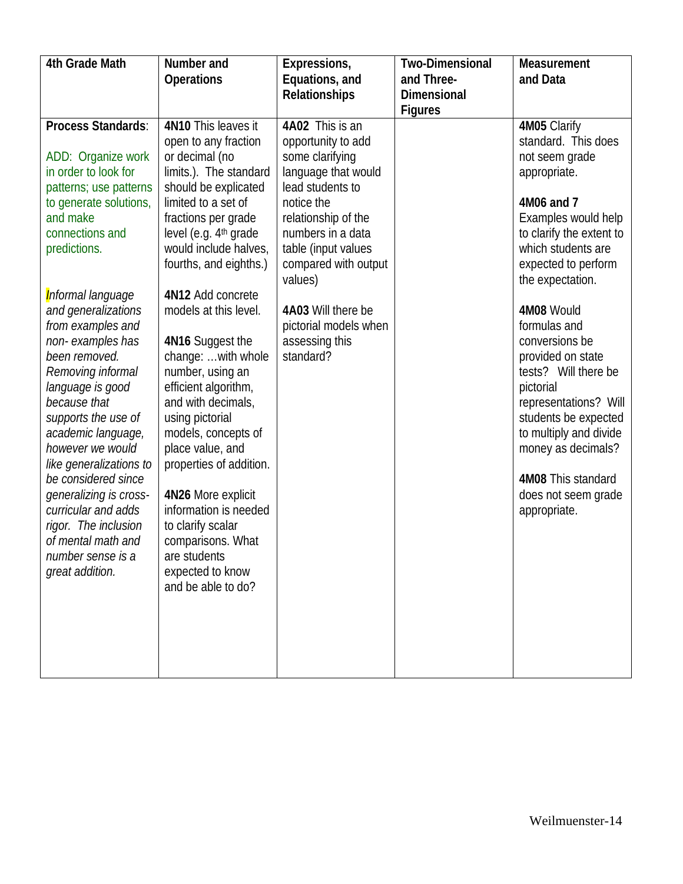| 4th Grade Math | Number and Operations | Expressions, Equations, and Relationships | Two-Dimensional and Three-Dimensional Figures | Measurement and Data |
|---|---|---|---|---|
| **Process Standards**:<br><br>ADD: Organize work in order to look for patterns; use patterns to generate solutions, and make connections and predictions.<br><br>*Informal language and generalizations from examples and non- examples has been removed. Removing informal language is good because that supports the use of academic language, however we would like generalizations to be considered since generalizing is cross-curricular and adds rigor. The inclusion of mental math and number sense is a great addition.* | **4N10** This leaves it open to any fraction or decimal (no limits.). The standard should be explicated limited to a set of fractions per grade level (e.g. 4th grade would include halves, fourths, and eighths.)<br><br>**4N12** Add concrete models at this level.<br><br>**4N16** Suggest the change: …with whole number, using an efficient algorithm, and with decimals, using pictorial models, concepts of place value, and properties of addition.<br><br>**4N26** More explicit information is needed to clarify scalar comparisons. What are students expected to know and be able to do? | **4A02** This is an opportunity to add some clarifying language that would lead students to notice the relationship of the numbers in a data table (input values compared with output values)<br><br>**4A03** Will there be pictorial models when assessing this standard? | | **4M05** Clarify standard. This does not seem grade appropriate.<br><br>**4M06 and 7** Examples would help to clarify the extent to which students are expected to perform the expectation.<br><br>**4M08** Would formulas and conversions be provided on state tests? Will there be pictorial representations? Will students be expected to multiply and divide money as decimals?<br><br>**4M08** This standard does not seem grade appropriate. |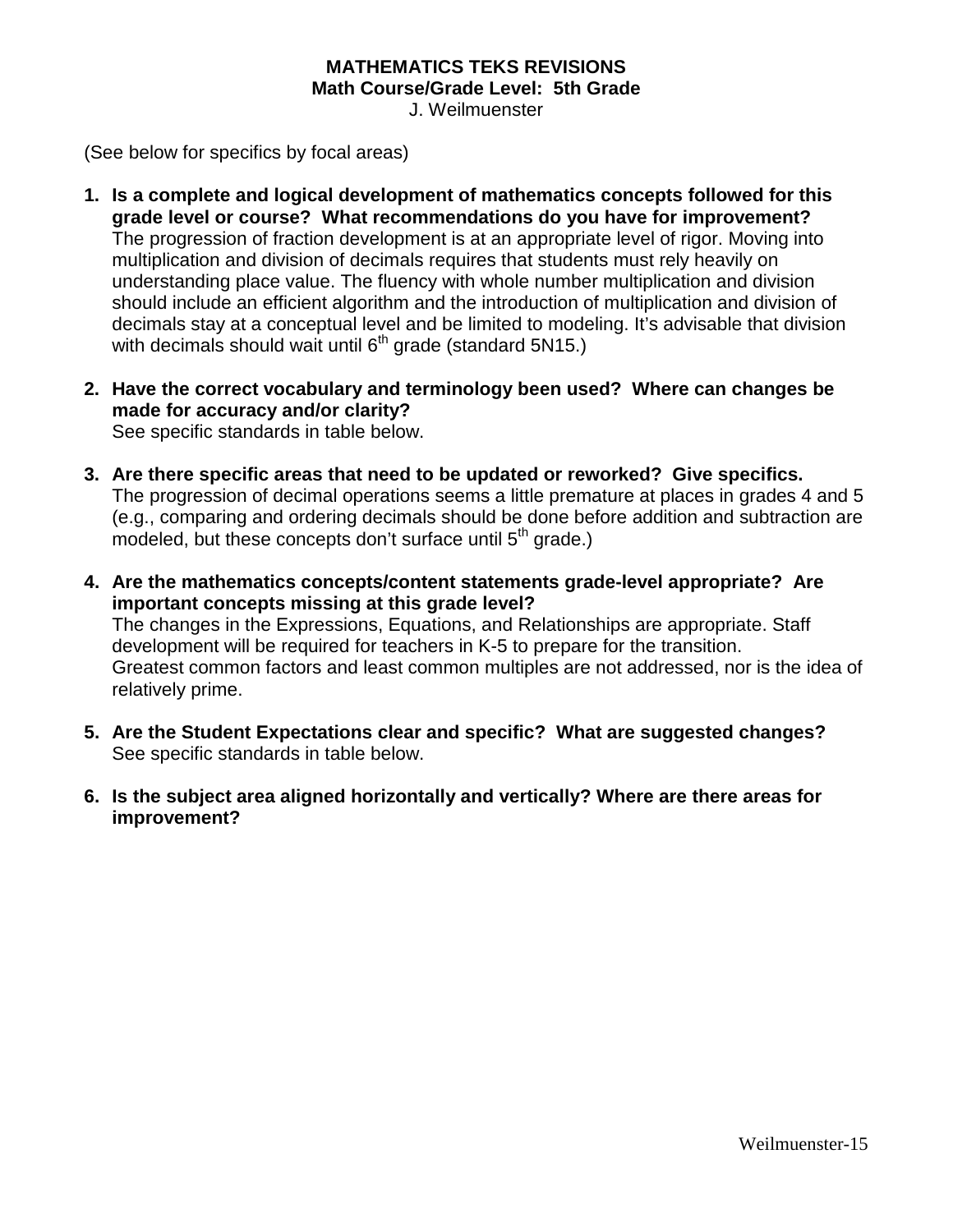**MATHEMATICS TEKS REVISIONS**
**Math Course/Grade Level: 5th Grade**
J. Weilmuenster

(See below for specifics by focal areas)

1. **Is a complete and logical development of mathematics concepts followed for this grade level or course? What recommendations do you have for improvement?**
   The progression of fraction development is at an appropriate level of rigor. Moving into multiplication and division of decimals requires that students must rely heavily on understanding place value. The fluency with whole number multiplication and division should include an efficient algorithm and the introduction of multiplication and division of decimals stay at a conceptual level and be limited to modeling. It's advisable that division with decimals should wait until 6$^{th}$ grade (standard 5N15.)

2. **Have the correct vocabulary and terminology been used? Where can changes be made for accuracy and/or clarity?**
   See specific standards in table below.

3. **Are there specific areas that need to be updated or reworked? Give specifics.**
   The progression of decimal operations seems a little premature at places in grades 4 and 5 (e.g., comparing and ordering decimals should be done before addition and subtraction are modeled, but these concepts don't surface until 5$^{th}$ grade.)

4. **Are the mathematics concepts/content statements grade-level appropriate? Are important concepts missing at this grade level?**
   The changes in the Expressions, Equations, and Relationships are appropriate. Staff development will be required for teachers in K-5 to prepare for the transition.
   Greatest common factors and least common multiples are not addressed, nor is the idea of relatively prime.

5. **Are the Student Expectations clear and specific? What are suggested changes?**
   See specific standards in table below.

6. **Is the subject area aligned horizontally and vertically? Where are there areas for improvement?**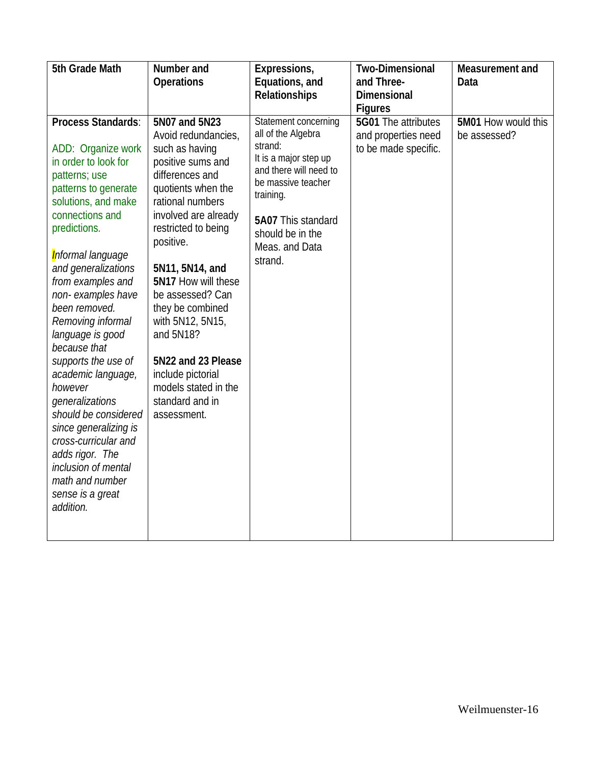| 5th Grade Math | Number and Operations | Expressions, Equations, and Relationships | Two-Dimensional and Three-Dimensional Figures | Measurement and Data |
|---|---|---|---|---|
| **Process Standards**:<br><br>ADD: Organize work in order to look for patterns; use patterns to generate solutions, and make connections and predictions.<br><br>*Informal language and generalizations from examples and non- examples have been removed. Removing informal language is good because that supports the use of academic language, however generalizations should be considered since generalizing is cross-curricular and adds rigor. The inclusion of mental math and number sense is a great addition.* | **5N07 and 5N23** Avoid redundancies, such as having positive sums and differences and quotients when the rational numbers involved are already restricted to being positive.<br><br>**5N11, 5N14, and 5N17** How will these be assessed? Can they be combined with 5N12, 5N15, and 5N18?<br><br>**5N22 and 23 Please** include pictorial models stated in the standard and in assessment. | Statement concerning all of the Algebra strand:<br>It is a major step up and there will need to be massive teacher training.<br><br>**5A07** This standard should be in the Meas. and Data strand. | **5G01** The attributes and properties need to be made specific. | **5M01** How would this be assessed? |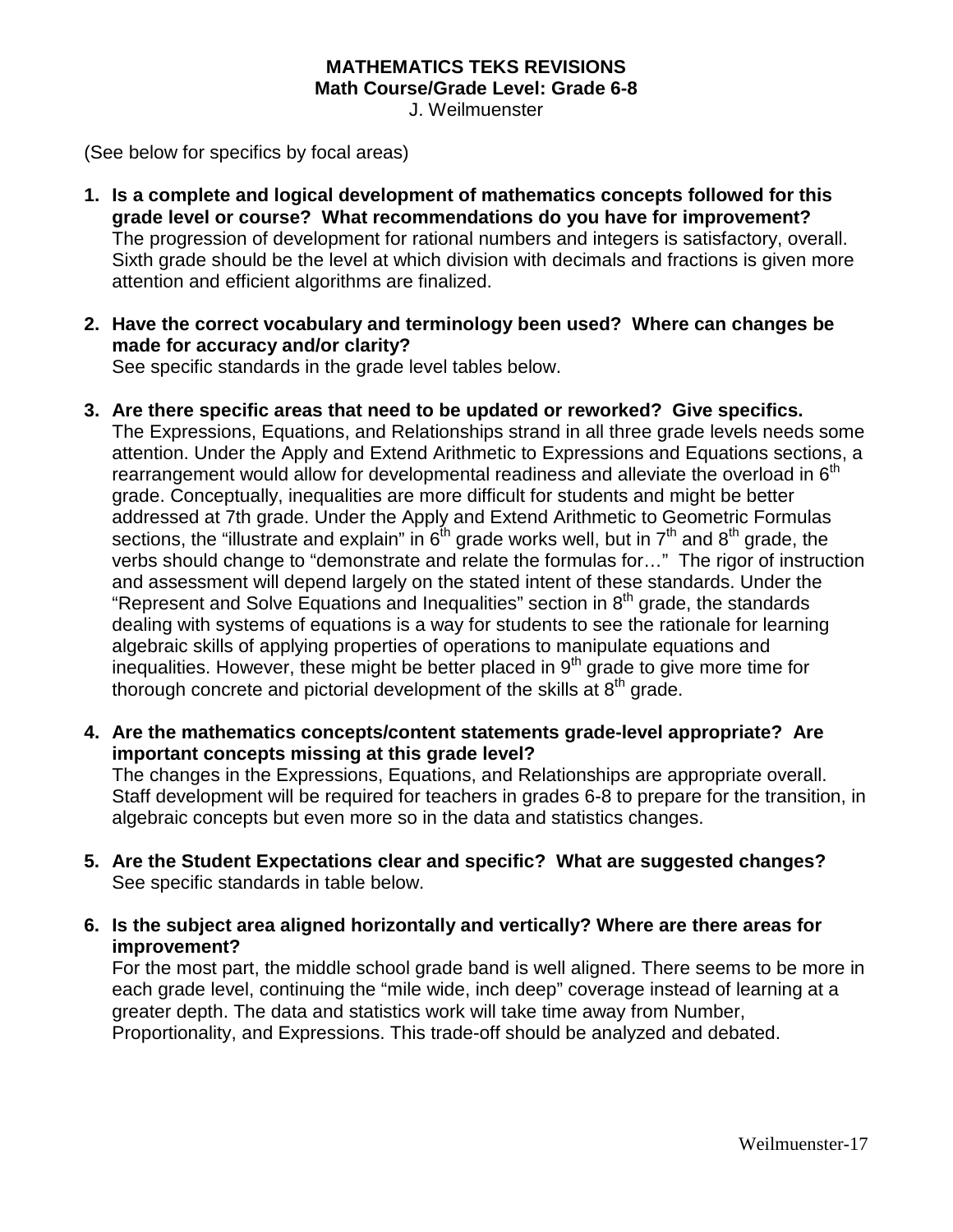**MATHEMATICS TEKS REVISIONS**
**Math Course/Grade Level: Grade 6-8**
J. Weilmuenster

(See below for specifics by focal areas)

1. **Is a complete and logical development of mathematics concepts followed for this grade level or course? What recommendations do you have for improvement?**
   The progression of development for rational numbers and integers is satisfactory, overall. Sixth grade should be the level at which division with decimals and fractions is given more attention and efficient algorithms are finalized.

2. **Have the correct vocabulary and terminology been used? Where can changes be made for accuracy and/or clarity?**
   See specific standards in the grade level tables below.

3. **Are there specific areas that need to be updated or reworked? Give specifics.**
   The Expressions, Equations, and Relationships strand in all three grade levels needs some attention. Under the Apply and Extend Arithmetic to Expressions and Equations sections, a rearrangement would allow for developmental readiness and alleviate the overload in 6th grade. Conceptually, inequalities are more difficult for students and might be better addressed at 7th grade. Under the Apply and Extend Arithmetic to Geometric Formulas sections, the "illustrate and explain" in 6th grade works well, but in 7th and 8th grade, the verbs should change to "demonstrate and relate the formulas for…" The rigor of instruction and assessment will depend largely on the stated intent of these standards. Under the "Represent and Solve Equations and Inequalities" section in 8th grade, the standards dealing with systems of equations is a way for students to see the rationale for learning algebraic skills of applying properties of operations to manipulate equations and inequalities. However, these might be better placed in 9th grade to give more time for thorough concrete and pictorial development of the skills at 8th grade.

4. **Are the mathematics concepts/content statements grade-level appropriate? Are important concepts missing at this grade level?**
   The changes in the Expressions, Equations, and Relationships are appropriate overall. Staff development will be required for teachers in grades 6-8 to prepare for the transition, in algebraic concepts but even more so in the data and statistics changes.

5. **Are the Student Expectations clear and specific? What are suggested changes?**
   See specific standards in table below.

6. **Is the subject area aligned horizontally and vertically? Where are there areas for improvement?**
   For the most part, the middle school grade band is well aligned. There seems to be more in each grade level, continuing the "mile wide, inch deep" coverage instead of learning at a greater depth. The data and statistics work will take time away from Number, Proportionality, and Expressions. This trade-off should be analyzed and debated.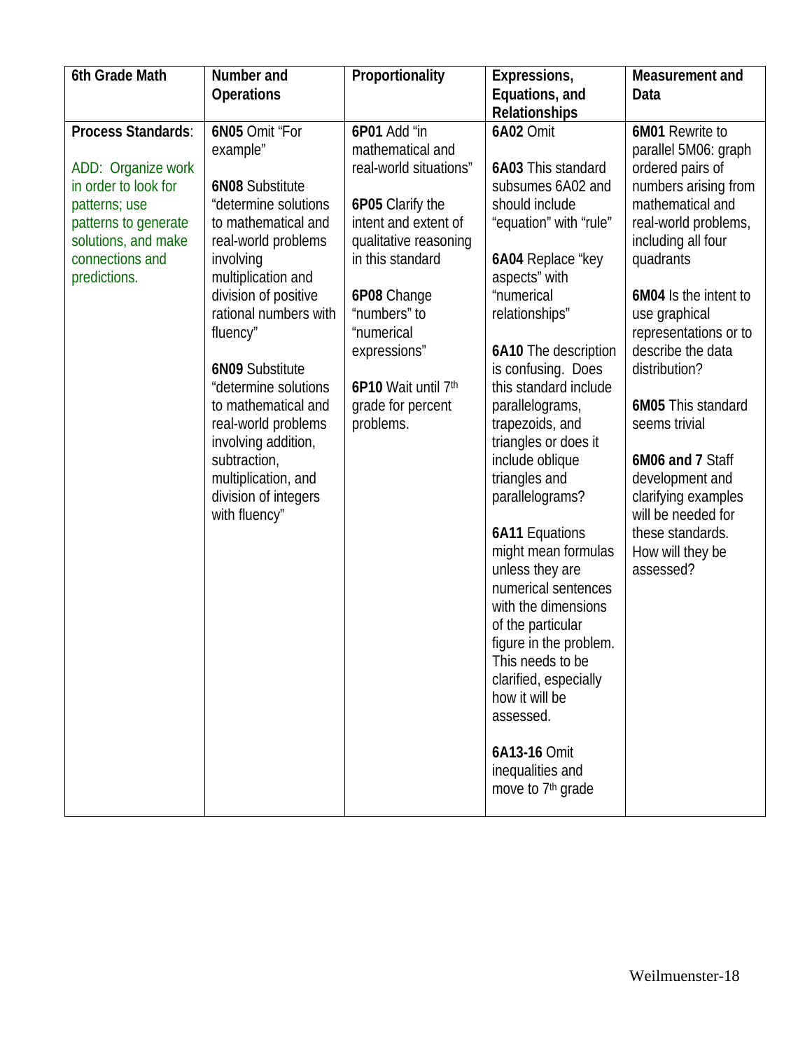| 6th Grade Math | Number and Operations | Proportionality | Expressions, Equations, and Relationships | Measurement and Data |
|---|---|---|---|---|
| **Process Standards**:<br><br>ADD: Organize work in order to look for patterns; use patterns to generate solutions, and make connections and predictions. | **6N05** Omit "For example"<br><br>**6N08** Substitute "determine solutions to mathematical and real-world problems involving multiplication and division of positive rational numbers with fluency"<br><br>**6N09** Substitute "determine solutions to mathematical and real-world problems involving addition, subtraction, multiplication, and division of integers with fluency" | **6P01** Add "in mathematical and real-world situations"<br><br>**6P05** Clarify the intent and extent of qualitative reasoning in this standard<br><br>**6P08** Change "numbers" to "numerical expressions"<br><br>**6P10** Wait until 7th grade for percent problems. | **6A02** Omit<br><br>**6A03** This standard subsumes 6A02 and should include "equation" with "rule"<br><br>**6A04** Replace "key aspects" with "numerical relationships"<br><br>**6A10** The description is confusing. Does this standard include parallelograms, trapezoids, and triangles or does it include oblique triangles and parallelograms?<br><br>**6A11** Equations might mean formulas unless they are numerical sentences with the dimensions of the particular figure in the problem. This needs to be clarified, especially how it will be assessed.<br><br>**6A13-16** Omit inequalities and move to 7th grade | **6M01** Rewrite to parallel 5M06: graph ordered pairs of numbers arising from mathematical and real-world problems, including all four quadrants<br><br>**6M04** Is the intent to use graphical representations or to describe the data distribution?<br><br>**6M05** This standard seems trivial<br><br>**6M06 and 7** Staff development and clarifying examples will be needed for these standards. How will they be assessed? |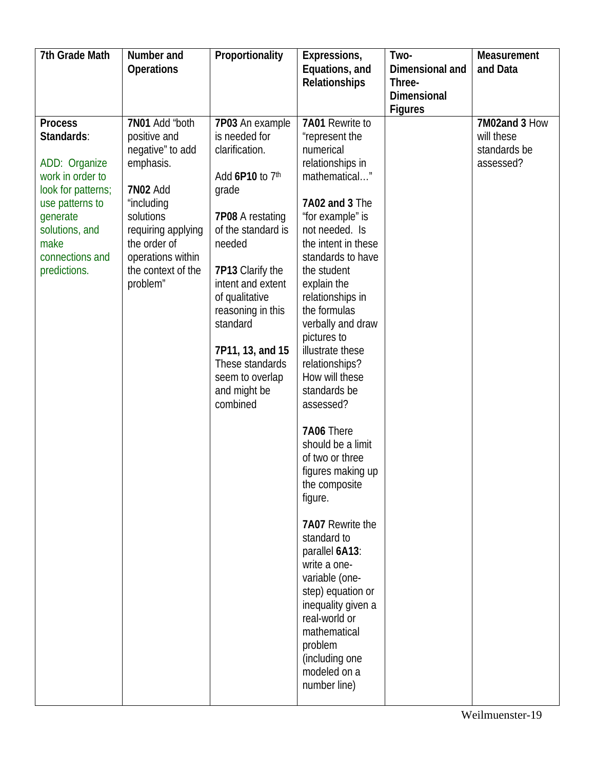| 7th Grade Math | Number and Operations | Proportionality | Expressions, Equations, and Relationships | Two-Dimensional and Three-Dimensional Figures | Measurement and Data |
|---|---|---|---|---|---|
| **Process Standards**:<br><br>ADD: Organize work in order to look for patterns; use patterns to generate solutions, and make connections and predictions. | **7N01** Add "both positive and negative" to add emphasis.<br><br>**7N02** Add "including solutions requiring applying the order of operations within the context of the problem" | **7P03** An example is needed for clarification.<br><br>Add **6P10** to 7th grade<br><br>**7P08** A restating of the standard is needed<br><br>**7P13** Clarify the intent and extent of qualitative reasoning in this standard<br><br>**7P11, 13, and 15** These standards seem to overlap and might be combined | **7A01** Rewrite to "represent the numerical relationships in mathematical…"<br><br>**7A02 and 3** The "for example" is not needed. Is the intent in these standards to have the student explain the relationships in the formulas verbally and draw pictures to illustrate these relationships? How will these standards be assessed?<br><br>**7A06** There should be a limit of two or three figures making up the composite figure.<br><br>**7A07** Rewrite the standard to parallel **6A13**: write a one-variable (one-step) equation or inequality given a real-world or mathematical problem (including one modeled on a number line) | | **7M02and 3** How will these standards be assessed? |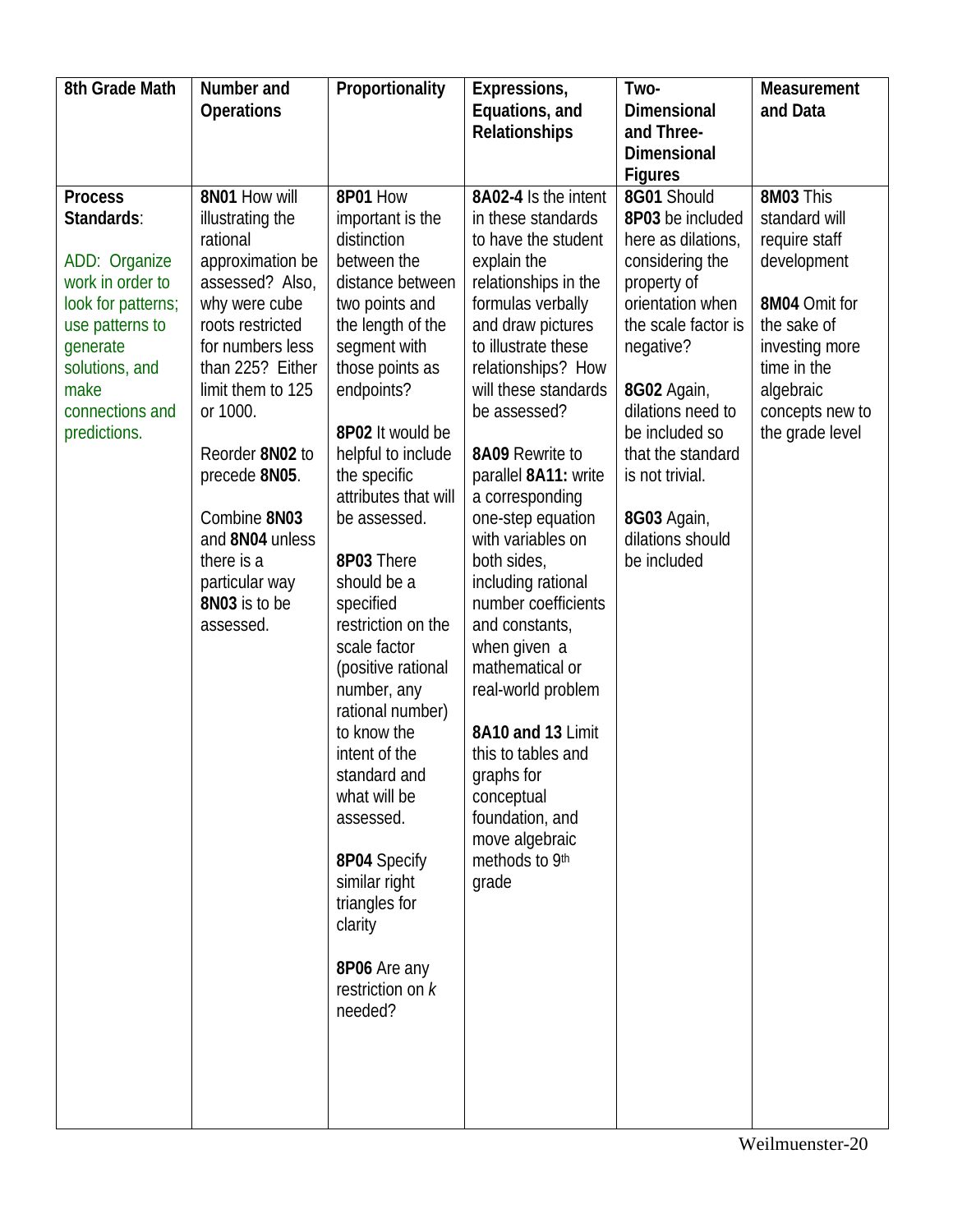| 8th Grade Math | Number and Operations | Proportionality | Expressions, Equations, and Relationships | Two-Dimensional and Three-Dimensional Figures | Measurement and Data |
|---|---|---|---|---|---|
| **Process Standards**:<br><br>ADD: Organize work in order to look for patterns; use patterns to generate solutions, and make connections and predictions. | **8N01** How will illustrating the rational approximation be assessed? Also, why were cube roots restricted for numbers less than 225? Either limit them to 125 or 1000.<br><br>Reorder **8N02** to precede **8N05**.<br><br>Combine **8N03** and **8N04** unless there is a particular way **8N03** is to be assessed. | **8P01** How important is the distinction between the distance between two points and the length of the segment with those points as endpoints?<br><br>**8P02** It would be helpful to include the specific attributes that will be assessed.<br><br>**8P03** There should be a specified restriction on the scale factor (positive rational number, any rational number) to know the intent of the standard and what will be assessed.<br><br>**8P04** Specify similar right triangles for clarity<br><br>**8P06** Are any restriction on *k* needed? | **8A02-4** Is the intent in these standards to have the student explain the relationships in the formulas verbally and draw pictures to illustrate these relationships? How will these standards be assessed?<br><br>**8A09** Rewrite to parallel **8A11:** write a corresponding one-step equation with variables on both sides, including rational number coefficients and constants, when given a mathematical or real-world problem<br><br>**8A10 and 13** Limit this to tables and graphs for conceptual foundation, and move algebraic methods to 9th grade | **8G01** Should **8P03** be included here as dilations, considering the property of orientation when the scale factor is negative?<br><br>**8G02** Again, dilations need to be included so that the standard is not trivial.<br><br>**8G03** Again, dilations should be included | **8M03** This standard will require staff development<br><br>**8M04** Omit for the sake of investing more time in the algebraic concepts new to the grade level |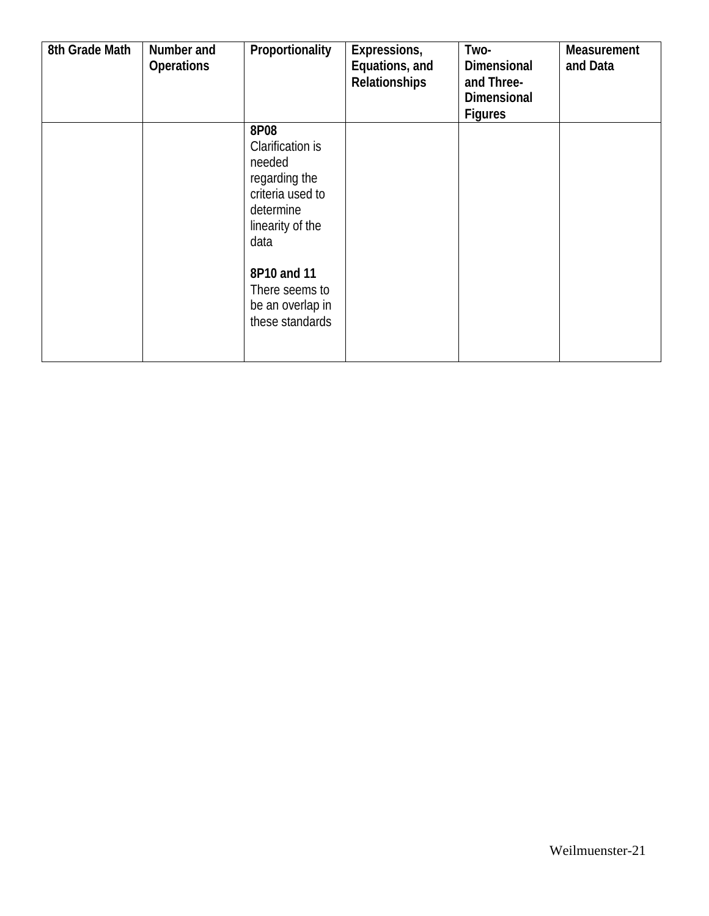| 8th Grade Math | Number and Operations | Proportionality | Expressions, Equations, and Relationships | Two-Dimensional and Three-Dimensional Figures | Measurement and Data |
|---|---|---|---|---|---|
| | | **8P08** Clarification is needed regarding the criteria used to determine linearity of the data<br><br>**8P10 and 11** There seems to be an overlap in these standards | | | |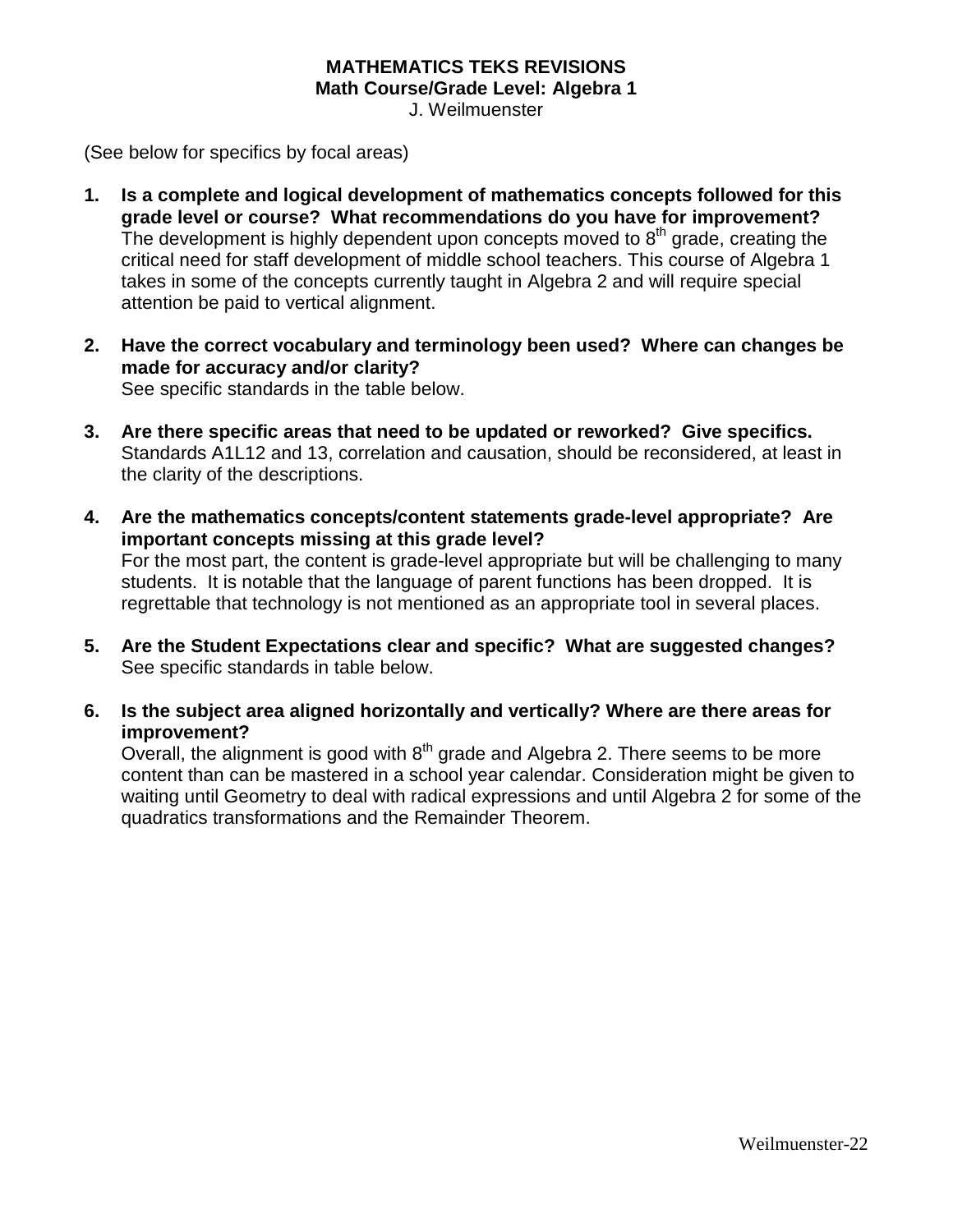**MATHEMATICS TEKS REVISIONS**
**Math Course/Grade Level: Algebra 1**
J. Weilmuenster

(See below for specifics by focal areas)

1. **Is a complete and logical development of mathematics concepts followed for this grade level or course? What recommendations do you have for improvement?**
   The development is highly dependent upon concepts moved to 8th grade, creating the critical need for staff development of middle school teachers. This course of Algebra 1 takes in some of the concepts currently taught in Algebra 2 and will require special attention be paid to vertical alignment.

2. **Have the correct vocabulary and terminology been used? Where can changes be made for accuracy and/or clarity?**
   See specific standards in the table below.

3. **Are there specific areas that need to be updated or reworked? Give specifics.**
   Standards A1L12 and 13, correlation and causation, should be reconsidered, at least in the clarity of the descriptions.

4. **Are the mathematics concepts/content statements grade-level appropriate? Are important concepts missing at this grade level?**
   For the most part, the content is grade-level appropriate but will be challenging to many students. It is notable that the language of parent functions has been dropped. It is regrettable that technology is not mentioned as an appropriate tool in several places.

5. **Are the Student Expectations clear and specific? What are suggested changes?**
   See specific standards in table below.

6. **Is the subject area aligned horizontally and vertically? Where are there areas for improvement?**
   Overall, the alignment is good with 8th grade and Algebra 2. There seems to be more content than can be mastered in a school year calendar. Consideration might be given to waiting until Geometry to deal with radical expressions and until Algebra 2 for some of the quadratics transformations and the Remainder Theorem.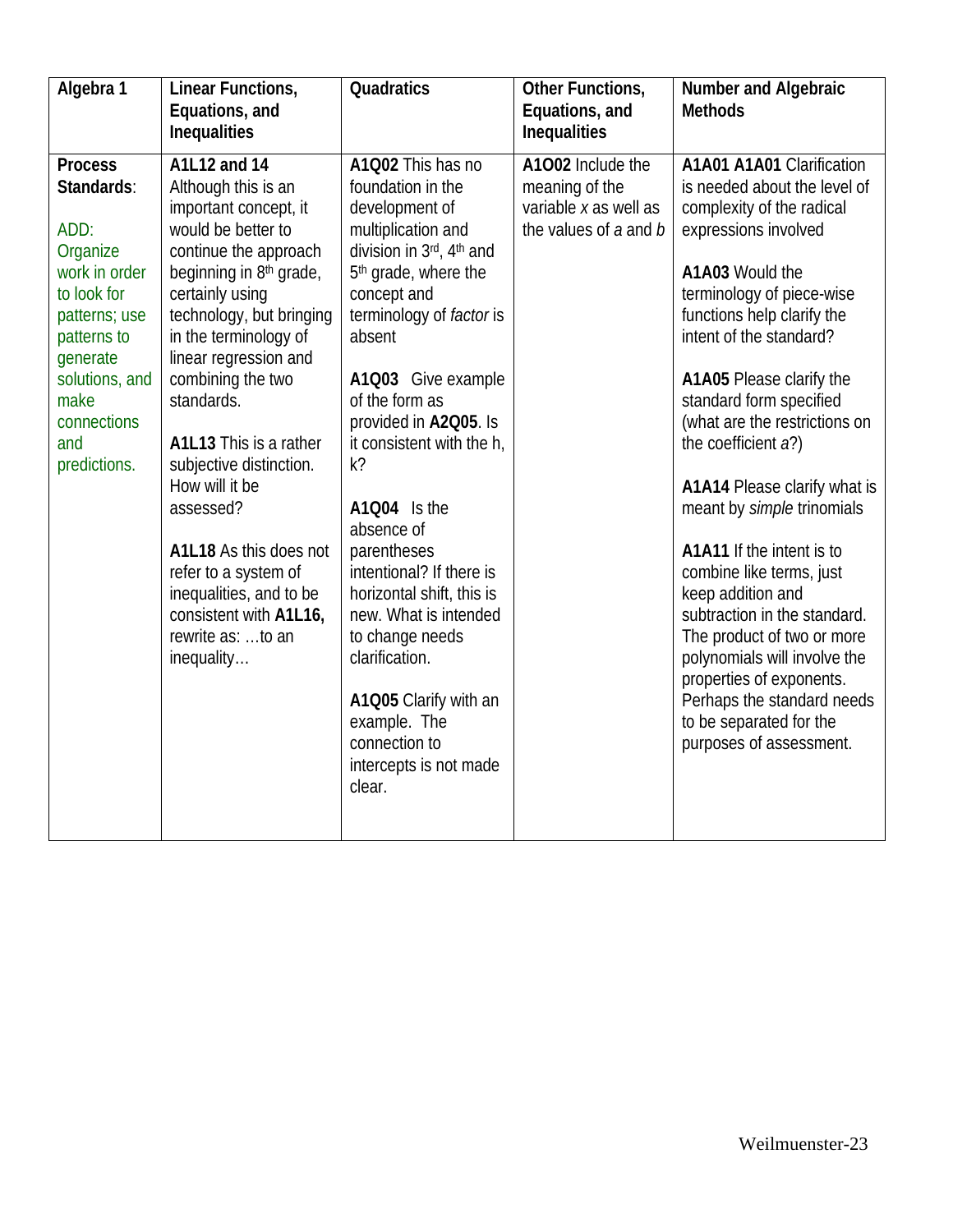| Algebra 1 | Linear Functions, Equations, and Inequalities | Quadratics | Other Functions, Equations, and Inequalities | Number and Algebraic Methods |
|---|---|---|---|---|
| **Process Standards**:<br><br>ADD: Organize work in order to look for patterns; use patterns to generate solutions, and make connections and predictions. | **A1L12 and 14** Although this is an important concept, it would be better to continue the approach beginning in 8th grade, certainly using technology, but bringing in the terminology of linear regression and combining the two standards.<br><br>**A1L13** This is a rather subjective distinction. How will it be assessed?<br><br>**A1L18** As this does not refer to a system of inequalities, and to be consistent with **A1L16,** rewrite as: …to an inequality… | **A1Q02** This has no foundation in the development of multiplication and division in 3rd, 4th and 5th grade, where the concept and terminology of *factor* is absent<br><br>**A1Q03** Give example of the form as provided in **A2Q05**. Is it consistent with the h, k?<br><br>**A1Q04** Is the absence of parentheses intentional? If there is horizontal shift, this is new. What is intended to change needs clarification.<br><br>**A1Q05** Clarify with an example. The connection to intercepts is not made clear. | **A1O02** Include the meaning of the variable *x* as well as the values of *a* and *b* | **A1A01 A1A01** Clarification is needed about the level of complexity of the radical expressions involved<br><br>**A1A03** Would the terminology of piece-wise functions help clarify the intent of the standard?<br><br>**A1A05** Please clarify the standard form specified (what are the restrictions on the coefficient *a*?)<br><br>**A1A14** Please clarify what is meant by *simple* trinomials<br><br>**A1A11** If the intent is to combine like terms, just keep addition and subtraction in the standard. The product of two or more polynomials will involve the properties of exponents. Perhaps the standard needs to be separated for the purposes of assessment. |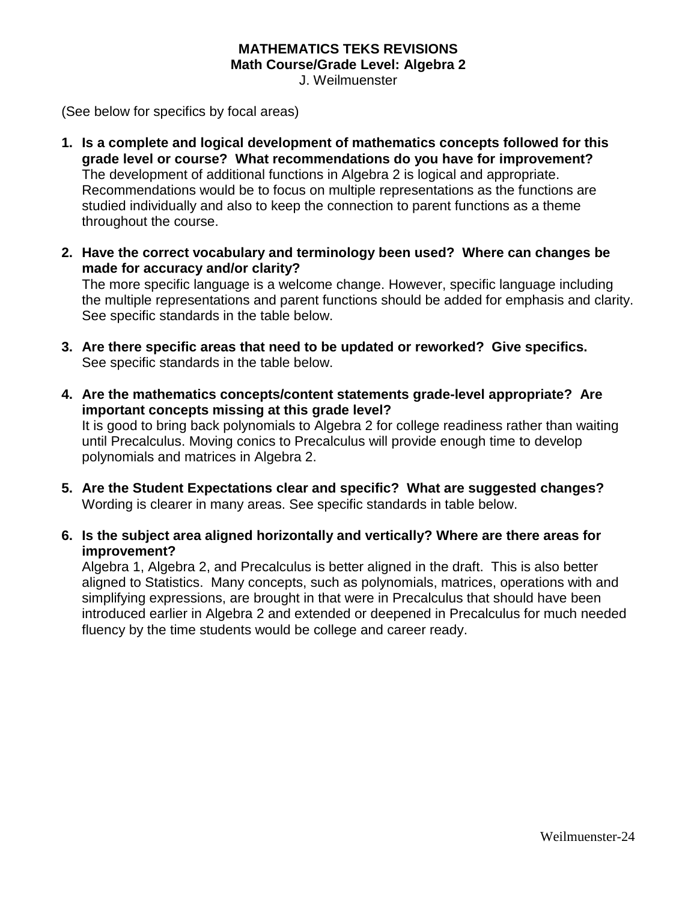**MATHEMATICS TEKS REVISIONS**
**Math Course/Grade Level: Algebra 2**
J. Weilmuenster

(See below for specifics by focal areas)

1. **Is a complete and logical development of mathematics concepts followed for this grade level or course? What recommendations do you have for improvement?**
   The development of additional functions in Algebra 2 is logical and appropriate. Recommendations would be to focus on multiple representations as the functions are studied individually and also to keep the connection to parent functions as a theme throughout the course.

2. **Have the correct vocabulary and terminology been used? Where can changes be made for accuracy and/or clarity?**
   The more specific language is a welcome change. However, specific language including the multiple representations and parent functions should be added for emphasis and clarity. See specific standards in the table below.

3. **Are there specific areas that need to be updated or reworked? Give specifics.**
   See specific standards in the table below.

4. **Are the mathematics concepts/content statements grade-level appropriate? Are important concepts missing at this grade level?**
   It is good to bring back polynomials to Algebra 2 for college readiness rather than waiting until Precalculus. Moving conics to Precalculus will provide enough time to develop polynomials and matrices in Algebra 2.

5. **Are the Student Expectations clear and specific? What are suggested changes?**
   Wording is clearer in many areas. See specific standards in table below.

6. **Is the subject area aligned horizontally and vertically? Where are there areas for improvement?**
   Algebra 1, Algebra 2, and Precalculus is better aligned in the draft. This is also better aligned to Statistics. Many concepts, such as polynomials, matrices, operations with and simplifying expressions, are brought in that were in Precalculus that should have been introduced earlier in Algebra 2 and extended or deepened in Precalculus for much needed fluency by the time students would be college and career ready.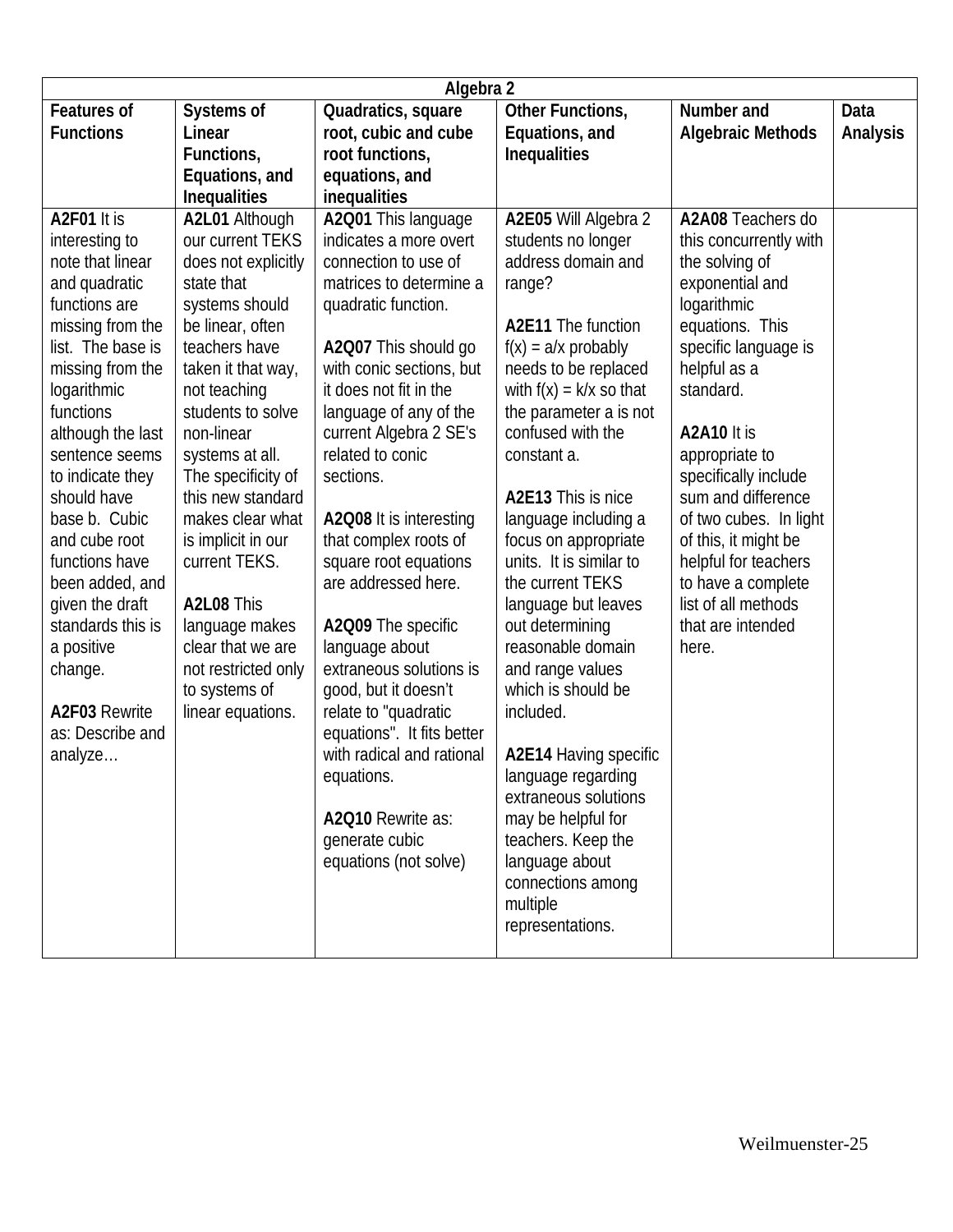| Algebra 2 | | | | | |
|---|---|---|---|---|---|
| **Features of Functions** | **Systems of Linear Functions, Equations, and Inequalities** | **Quadratics, square root, cubic and cube root functions, equations, and inequalities** | **Other Functions, Equations, and Inequalities** | **Number and Algebraic Methods** | **Data Analysis** |
| **A2F01** It is interesting to note that linear and quadratic functions are missing from the list. The base is missing from the logarithmic functions although the last sentence seems to indicate they should have base b. Cubic and cube root functions have been added, and given the draft standards this is a positive change.<br><br>**A2F03** Rewrite as: Describe and analyze… | **A2L01** Although our current TEKS does not explicitly state that systems should be linear, often teachers have taken it that way, not teaching students to solve non-linear systems at all. The specificity of this new standard makes clear what is implicit in our current TEKS.<br><br>**A2L08** This language makes clear that we are not restricted only to systems of linear equations. | **A2Q01** This language indicates a more overt connection to use of matrices to determine a quadratic function.<br><br>**A2Q07** This should go with conic sections, but it does not fit in the language of any of the current Algebra 2 SE's related to conic sections.<br><br>**A2Q08** It is interesting that complex roots of square root equations are addressed here.<br><br>**A2Q09** The specific language about extraneous solutions is good, but it doesn't relate to "quadratic equations". It fits better with radical and rational equations.<br><br>**A2Q10** Rewrite as: generate cubic equations (not solve) | **A2E05** Will Algebra 2 students no longer address domain and range?<br><br>**A2E11** The function $f(x) = a/x$ probably needs to be replaced with $f(x) = k/x$ so that the parameter a is not confused with the constant a.<br><br>**A2E13** This is nice language including a focus on appropriate units. It is similar to the current TEKS language but leaves out determining reasonable domain and range values which is should be included.<br><br>**A2E14** Having specific language regarding extraneous solutions may be helpful for teachers. Keep the language about connections among multiple representations. | **A2A08** Teachers do this concurrently with the solving of exponential and logarithmic equations. This specific language is helpful as a standard.<br><br>**A2A10** It is appropriate to specifically include sum and difference of two cubes. In light of this, it might be helpful for teachers to have a complete list of all methods that are intended here. | |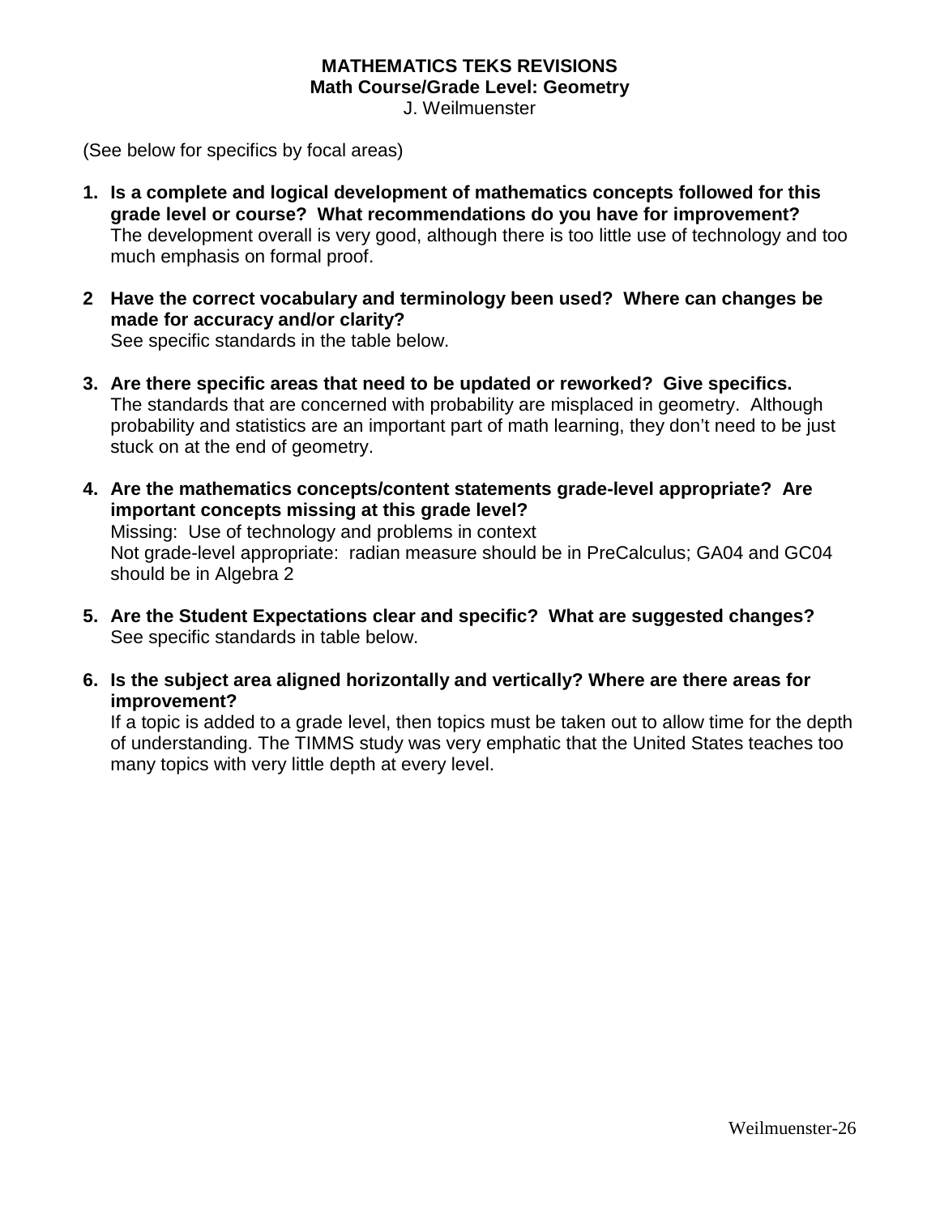**MATHEMATICS TEKS REVISIONS**
**Math Course/Grade Level: Geometry**
J. Weilmuenster

(See below for specifics by focal areas)

1. **Is a complete and logical development of mathematics concepts followed for this grade level or course? What recommendations do you have for improvement?**
   The development overall is very good, although there is too little use of technology and too much emphasis on formal proof.

2. **Have the correct vocabulary and terminology been used? Where can changes be made for accuracy and/or clarity?**
   See specific standards in the table below.

3. **Are there specific areas that need to be updated or reworked? Give specifics.**
   The standards that are concerned with probability are misplaced in geometry. Although probability and statistics are an important part of math learning, they don't need to be just stuck on at the end of geometry.

4. **Are the mathematics concepts/content statements grade-level appropriate? Are important concepts missing at this grade level?**
   Missing: Use of technology and problems in context
   Not grade-level appropriate: radian measure should be in PreCalculus; GA04 and GC04 should be in Algebra 2

5. **Are the Student Expectations clear and specific? What are suggested changes?**
   See specific standards in table below.

6. **Is the subject area aligned horizontally and vertically? Where are there areas for improvement?**
   If a topic is added to a grade level, then topics must be taken out to allow time for the depth of understanding. The TIMMS study was very emphatic that the United States teaches too many topics with very little depth at every level.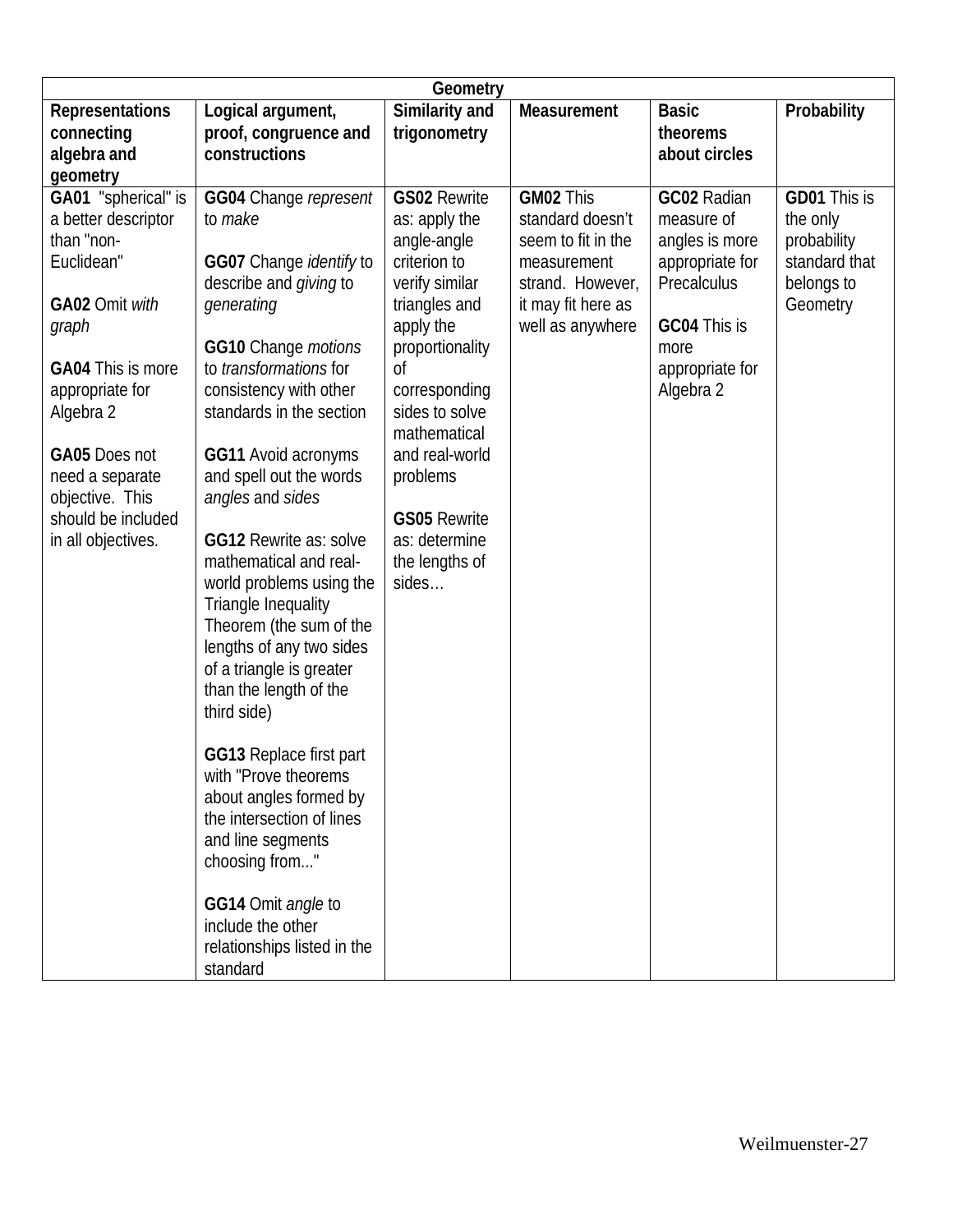| Geometry | | | | | |
|---|---|---|---|---|---|
| **Representations connecting algebra and geometry** | **Logical argument, proof, congruence and constructions** | **Similarity and trigonometry** | **Measurement** | **Basic theorems about circles** | **Probability** |
| **GA01** "spherical" is a better descriptor than "non-Euclidean"<br><br>**GA02** Omit *with graph*<br><br>**GA04** This is more appropriate for Algebra 2<br><br>**GA05** Does not need a separate objective. This should be included in all objectives. | **GG04** Change *represent* to *make*<br><br>**GG07** Change *identify* to describe and *giving* to *generating*<br><br>**GG10** Change *motions* to *transformations* for consistency with other standards in the section<br><br>**GG11** Avoid acronyms and spell out the words *angles* and *sides*<br><br>**GG12** Rewrite as: solve mathematical and real-world problems using the Triangle Inequality Theorem (the sum of the lengths of any two sides of a triangle is greater than the length of the third side)<br><br>**GG13** Replace first part with "Prove theorems about angles formed by the intersection of lines and line segments choosing from..."<br><br>**GG14** Omit *angle* to include the other relationships listed in the standard | **GS02** Rewrite as: apply the angle-angle criterion to verify similar triangles and apply the proportionality of corresponding sides to solve mathematical and real-world problems<br><br>**GS05** Rewrite as: determine the lengths of sides… | **GM02** This standard doesn't seem to fit in the measurement strand. However, it may fit here as well as anywhere | **GC02** Radian measure of angles is more appropriate for Precalculus<br><br>**GC04** This is more appropriate for Algebra 2 | **GD01** This is the only probability standard that belongs to Geometry |